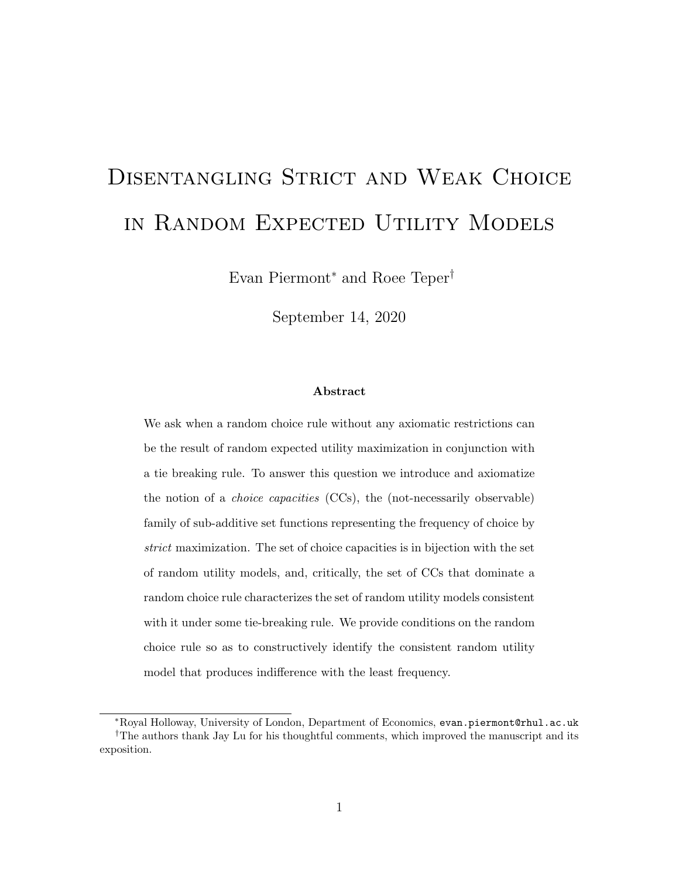# Disentangling Strict and Weak Choice in Random Expected Utility Models

Evan Piermont[*] and Roee Teper[†]

September 14, 2020

**Abstract**

We ask when a random choice rule without any axiomatic restrictions can be the result of random expected utility maximization in conjunction with a tie breaking rule. To answer this question we introduce and axiomatize the notion of a *choice capacities* (CCs), the (not-necessarily observable) family of sub-additive set functions representing the frequency of choice by *strict* maximization. The set of choice capacities is in bijection with the set of random utility models, and, critically, the set of CCs that dominate a random choice rule characterizes the set of random utility models consistent with it under some tie-breaking rule. We provide conditions on the random choice rule so as to constructively identify the consistent random utility model that produces indifference with the least frequency.

---

[*] Royal Holloway, University of London, Department of Economics, `evan.piermont@rhul.ac.uk`

[†] The authors thank Jay Lu for his thoughtful comments, which improved the manuscript and its exposition.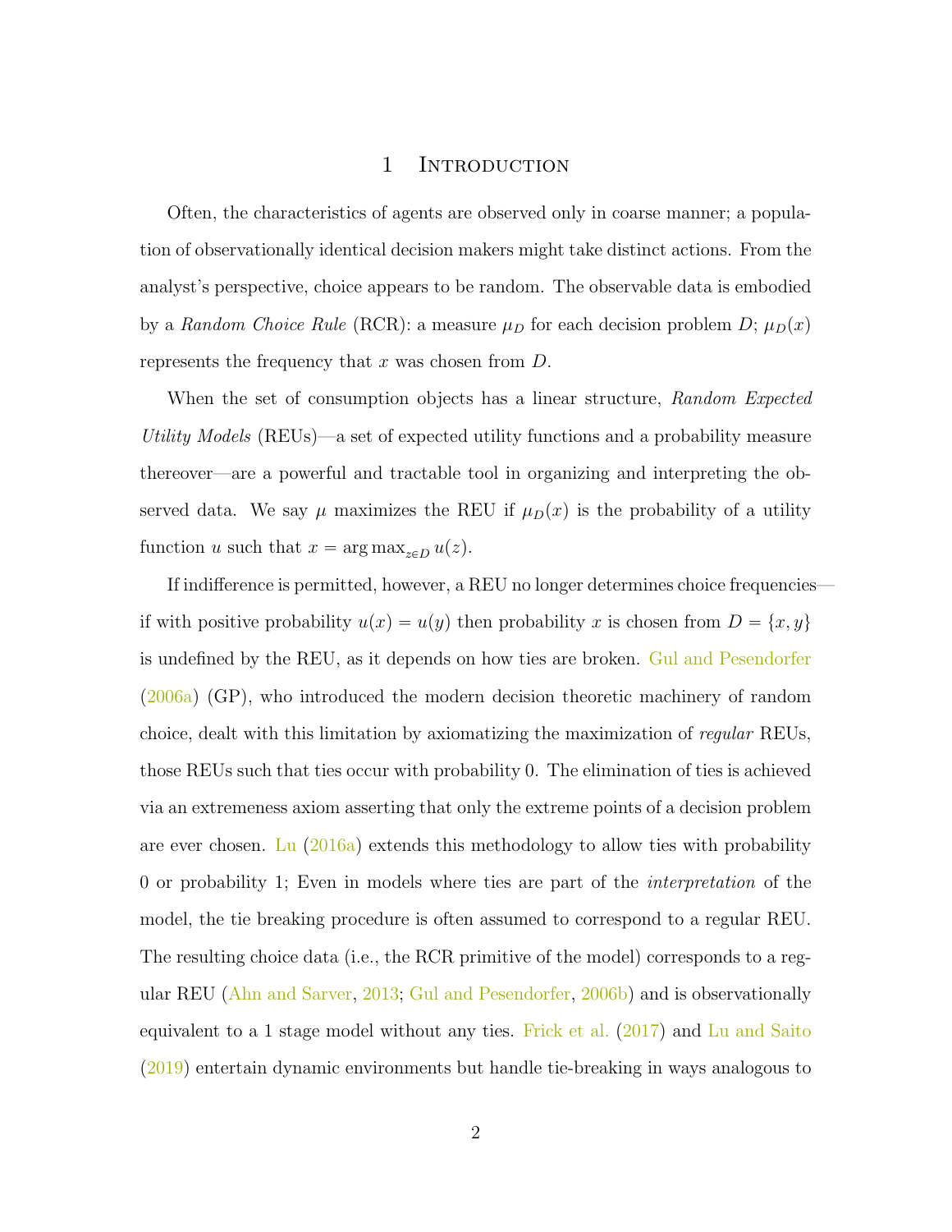# 1 Introduction

Often, the characteristics of agents are observed only in coarse manner; a population of observationally identical decision makers might take distinct actions. From the analyst's perspective, choice appears to be random. The observable data is embodied by a *Random Choice Rule* (RCR): a measure $\mu_D$ for each decision problem $D$; $\mu_D(x)$ represents the frequency that $x$ was chosen from $D$.

When the set of consumption objects has a linear structure, *Random Expected Utility Models* (REUs)—a set of expected utility functions and a probability measure thereover—are a powerful and tractable tool in organizing and interpreting the observed data. We say $\mu$ maximizes the REU if $\mu_D(x)$ is the probability of a utility function $u$ such that $x = \arg\max_{z \in D} u(z)$.

If indifference is permitted, however, a REU no longer determines choice frequencies—if with positive probability $u(x) = u(y)$ then probability $x$ is chosen from $D = \{x, y\}$ is undefined by the REU, as it depends on how ties are broken. Gul and Pesendorfer (2006a) (GP), who introduced the modern decision theoretic machinery of random choice, dealt with this limitation by axiomatizing the maximization of *regular* REUs, those REUs such that ties occur with probability 0. The elimination of ties is achieved via an extremeness axiom asserting that only the extreme points of a decision problem are ever chosen. Lu (2016a) extends this methodology to allow ties with probability 0 or probability 1; Even in models where ties are part of the *interpretation* of the model, the tie breaking procedure is often assumed to correspond to a regular REU. The resulting choice data (i.e., the RCR primitive of the model) corresponds to a regular REU (Ahn and Sarver, 2013; Gul and Pesendorfer, 2006b) and is observationally equivalent to a 1 stage model without any ties. Frick et al. (2017) and Lu and Saito (2019) entertain dynamic environments but handle tie-breaking in ways analogous to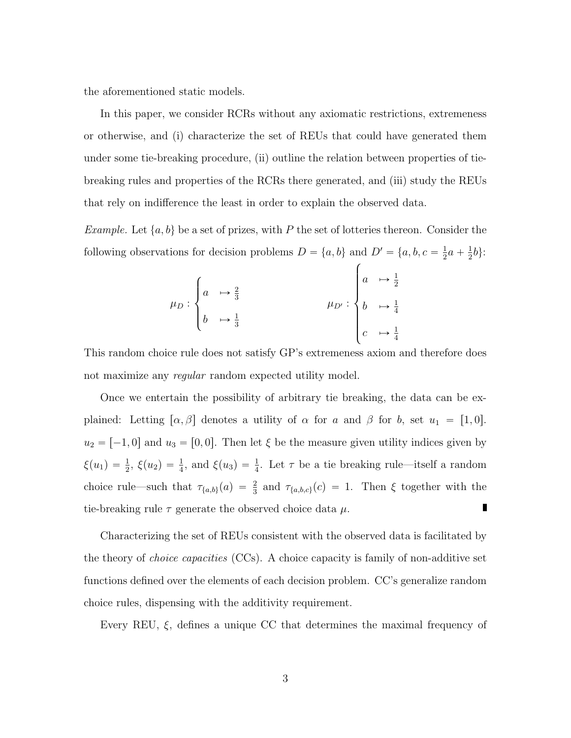the aforementioned static models.

In this paper, we consider RCRs without any axiomatic restrictions, extremeness or otherwise, and (i) characterize the set of REUs that could have generated them under some tie-breaking procedure, (ii) outline the relation between properties of tie-breaking rules and properties of the RCRs there generated, and (iii) study the REUs that rely on indifference the least in order to explain the observed data.

*Example.* Let $\{a, b\}$ be a set of prizes, with $P$ the set of lotteries thereon. Consider the following observations for decision problems $D = \{a, b\}$ and $D' = \{a, b, c = \frac{1}{2}a + \frac{1}{2}b\}$:

$$\mu_D : \begin{cases} a & \mapsto \frac{2}{3} \\ b & \mapsto \frac{1}{3} \end{cases} \qquad\qquad \mu_{D'} : \begin{cases} a & \mapsto \frac{1}{2} \\ b & \mapsto \frac{1}{4} \\ c & \mapsto \frac{1}{4} \end{cases}$$

This random choice rule does not satisfy GP's extremeness axiom and therefore does not maximize any *regular* random expected utility model.

Once we entertain the possibility of arbitrary tie breaking, the data can be explained: Letting $[\alpha, \beta]$ denotes a utility of $\alpha$ for $a$ and $\beta$ for $b$, set $u_1 = [1, 0]$. $u_2 = [-1, 0]$ and $u_3 = [0, 0]$. Then let $\xi$ be the measure given utility indices given by $\xi(u_1) = \frac{1}{2}$, $\xi(u_2) = \frac{1}{4}$, and $\xi(u_3) = \frac{1}{4}$. Let $\tau$ be a tie breaking rule—itself a random choice rule—such that $\tau_{\{a,b\}}(a) = \frac{2}{3}$ and $\tau_{\{a,b,c\}}(c) = 1$. Then $\xi$ together with the tie-breaking rule $\tau$ generate the observed choice data $\mu$. ∎

Characterizing the set of REUs consistent with the observed data is facilitated by the theory of *choice capacities* (CCs). A choice capacity is family of non-additive set functions defined over the elements of each decision problem. CC's generalize random choice rules, dispensing with the additivity requirement.

Every REU, $\xi$, defines a unique CC that determines the maximal frequency of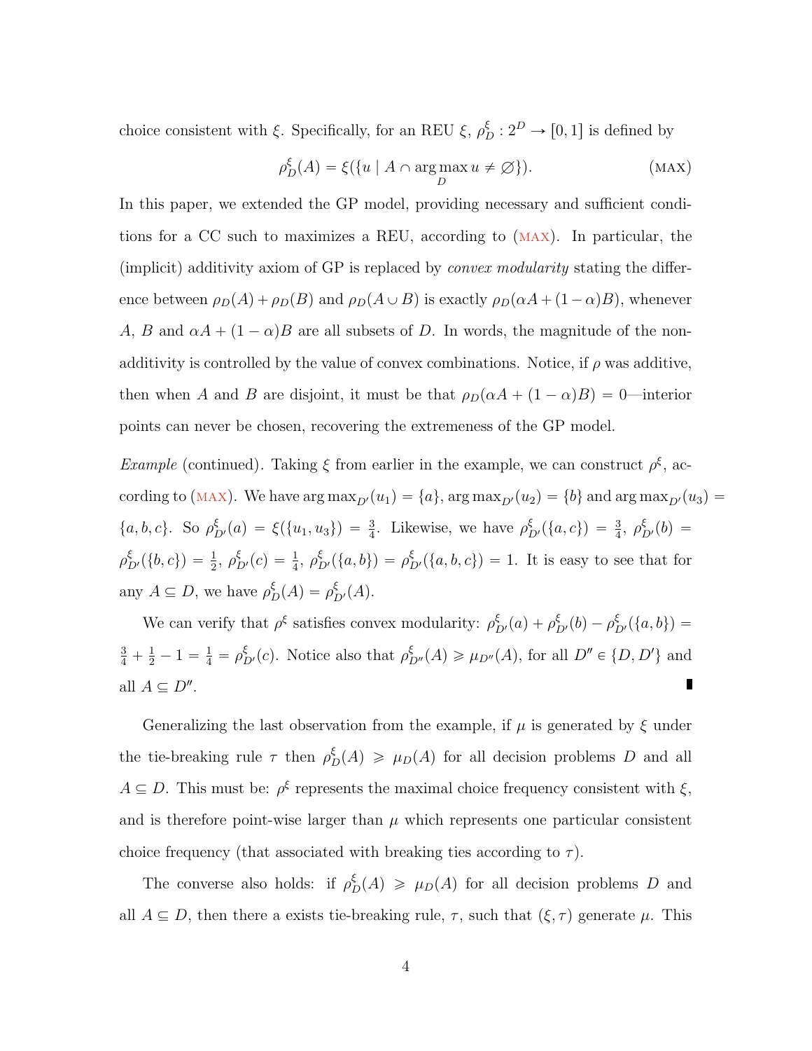choice consistent with $\xi$. Specifically, for an REU $\xi$, $\rho^{\xi}_D : 2^D \to [0,1]$ is defined by

$$\rho^{\xi}_D(A) = \xi(\{u \mid A \cap \arg\max_D u \neq \varnothing\}). \tag{MAX}$$

In this paper, we extended the GP model, providing necessary and sufficient conditions for a CC such to maximizes a REU, according to (MAX). In particular, the (implicit) additivity axiom of GP is replaced by *convex modularity* stating the difference between $\rho_D(A) + \rho_D(B)$ and $\rho_D(A \cup B)$ is exactly $\rho_D(\alpha A + (1-\alpha)B)$, whenever $A$, $B$ and $\alpha A + (1-\alpha)B$ are all subsets of $D$. In words, the magnitude of the non-additivity is controlled by the value of convex combinations. Notice, if $\rho$ was additive, then when $A$ and $B$ are disjoint, it must be that $\rho_D(\alpha A + (1-\alpha)B) = 0$—interior points can never be chosen, recovering the extremeness of the GP model.

*Example* (continued). Taking $\xi$ from earlier in the example, we can construct $\rho^{\xi}$, according to (MAX). We have $\arg\max_{D'}(u_1) = \{a\}$, $\arg\max_{D'}(u_2) = \{b\}$ and $\arg\max_{D'}(u_3) = \{a,b,c\}$. So $\rho^{\xi}_{D'}(a) = \xi(\{u_1,u_3\}) = \frac{3}{4}$. Likewise, we have $\rho^{\xi}_{D'}(\{a,c\}) = \frac{3}{4}$, $\rho^{\xi}_{D'}(b) = \rho^{\xi}_{D'}(\{b,c\}) = \frac{1}{2}$, $\rho^{\xi}_{D'}(c) = \frac{1}{4}$, $\rho^{\xi}_{D'}(\{a,b\}) = \rho^{\xi}_{D'}(\{a,b,c\}) = 1$. It is easy to see that for any $A \subseteq D$, we have $\rho^{\xi}_D(A) = \rho^{\xi}_{D'}(A)$.

We can verify that $\rho^{\xi}$ satisfies convex modularity: $\rho^{\xi}_{D'}(a) + \rho^{\xi}_{D'}(b) - \rho^{\xi}_{D'}(\{a,b\}) = \frac{3}{4} + \frac{1}{2} - 1 = \frac{1}{4} = \rho^{\xi}_{D'}(c)$. Notice also that $\rho^{\xi}_{D''}(A) \geqslant \mu_{D''}(A)$, for all $D'' \in \{D, D'\}$ and all $A \subseteq D''$. ∎

Generalizing the last observation from the example, if $\mu$ is generated by $\xi$ under the tie-breaking rule $\tau$ then $\rho^{\xi}_D(A) \geqslant \mu_D(A)$ for all decision problems $D$ and all $A \subseteq D$. This must be: $\rho^{\xi}$ represents the maximal choice frequency consistent with $\xi$, and is therefore point-wise larger than $\mu$ which represents one particular consistent choice frequency (that associated with breaking ties according to $\tau$).

The converse also holds: if $\rho^{\xi}_D(A) \geqslant \mu_D(A)$ for all decision problems $D$ and all $A \subseteq D$, then there a exists tie-breaking rule, $\tau$, such that $(\xi, \tau)$ generate $\mu$. This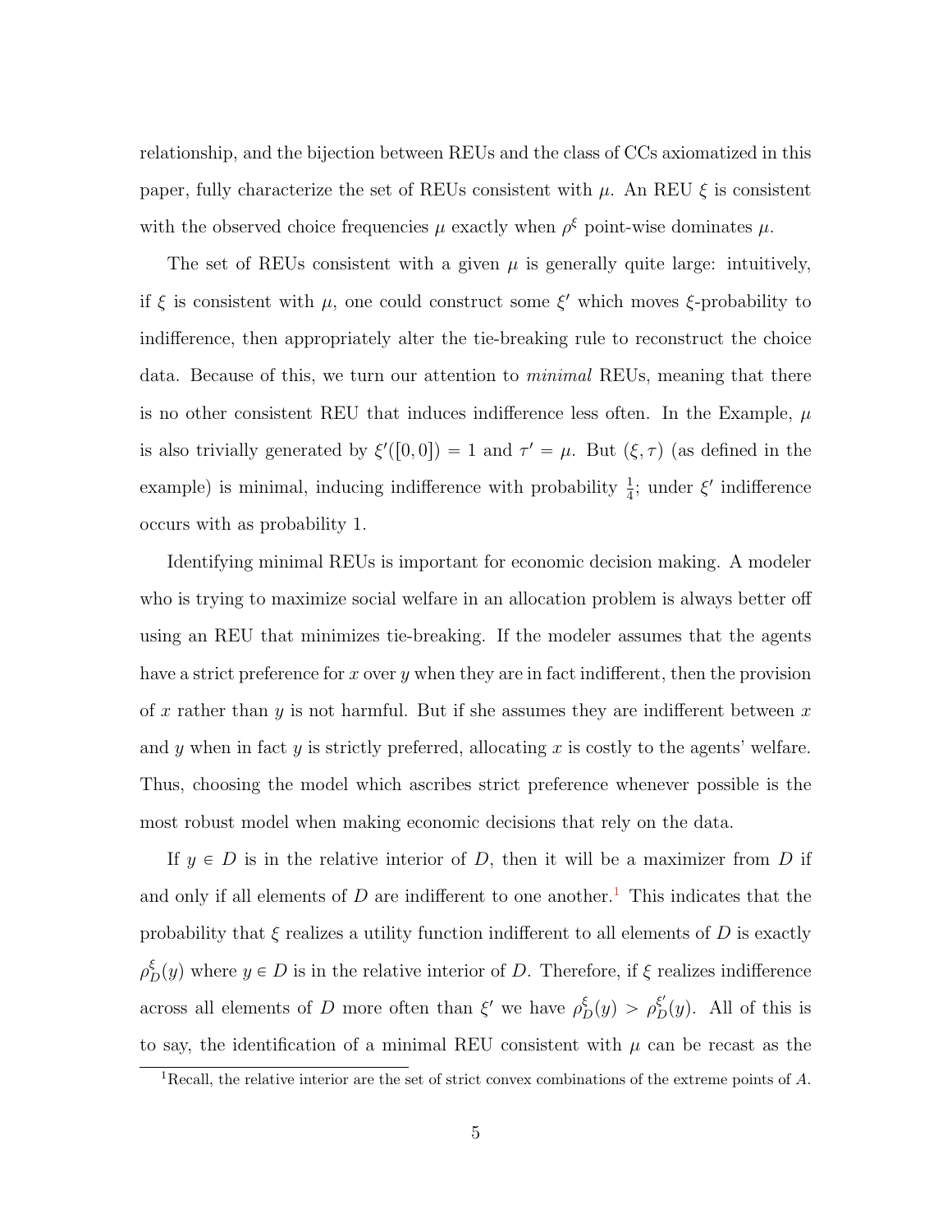relationship, and the bijection between REUs and the class of CCs axiomatized in this paper, fully characterize the set of REUs consistent with $\mu$. An REU $\xi$ is consistent with the observed choice frequencies $\mu$ exactly when $\rho^{\xi}$ point-wise dominates $\mu$.

The set of REUs consistent with a given $\mu$ is generally quite large: intuitively, if $\xi$ is consistent with $\mu$, one could construct some $\xi'$ which moves $\xi$-probability to indifference, then appropriately alter the tie-breaking rule to reconstruct the choice data. Because of this, we turn our attention to *minimal* REUs, meaning that there is no other consistent REU that induces indifference less often. In the Example, $\mu$ is also trivially generated by $\xi'([0,0]) = 1$ and $\tau' = \mu$. But $(\xi, \tau)$ (as defined in the example) is minimal, inducing indifference with probability $\frac{1}{4}$; under $\xi'$ indifference occurs with as probability 1.

Identifying minimal REUs is important for economic decision making. A modeler who is trying to maximize social welfare in an allocation problem is always better off using an REU that minimizes tie-breaking. If the modeler assumes that the agents have a strict preference for $x$ over $y$ when they are in fact indifferent, then the provision of $x$ rather than $y$ is not harmful. But if she assumes they are indifferent between $x$ and $y$ when in fact $y$ is strictly preferred, allocating $x$ is costly to the agents' welfare. Thus, choosing the model which ascribes strict preference whenever possible is the most robust model when making economic decisions that rely on the data.

If $y \in D$ is in the relative interior of $D$, then it will be a maximizer from $D$ if and only if all elements of $D$ are indifferent to one another.[1] This indicates that the probability that $\xi$ realizes a utility function indifferent to all elements of $D$ is exactly $\rho^{\xi}_D(y)$ where $y \in D$ is in the relative interior of $D$. Therefore, if $\xi$ realizes indifference across all elements of $D$ more often than $\xi'$ we have $\rho^{\xi}_D(y) > \rho^{\xi'}_D(y)$. All of this is to say, the identification of a minimal REU consistent with $\mu$ can be recast as the

[1] Recall, the relative interior are the set of strict convex combinations of the extreme points of $A$.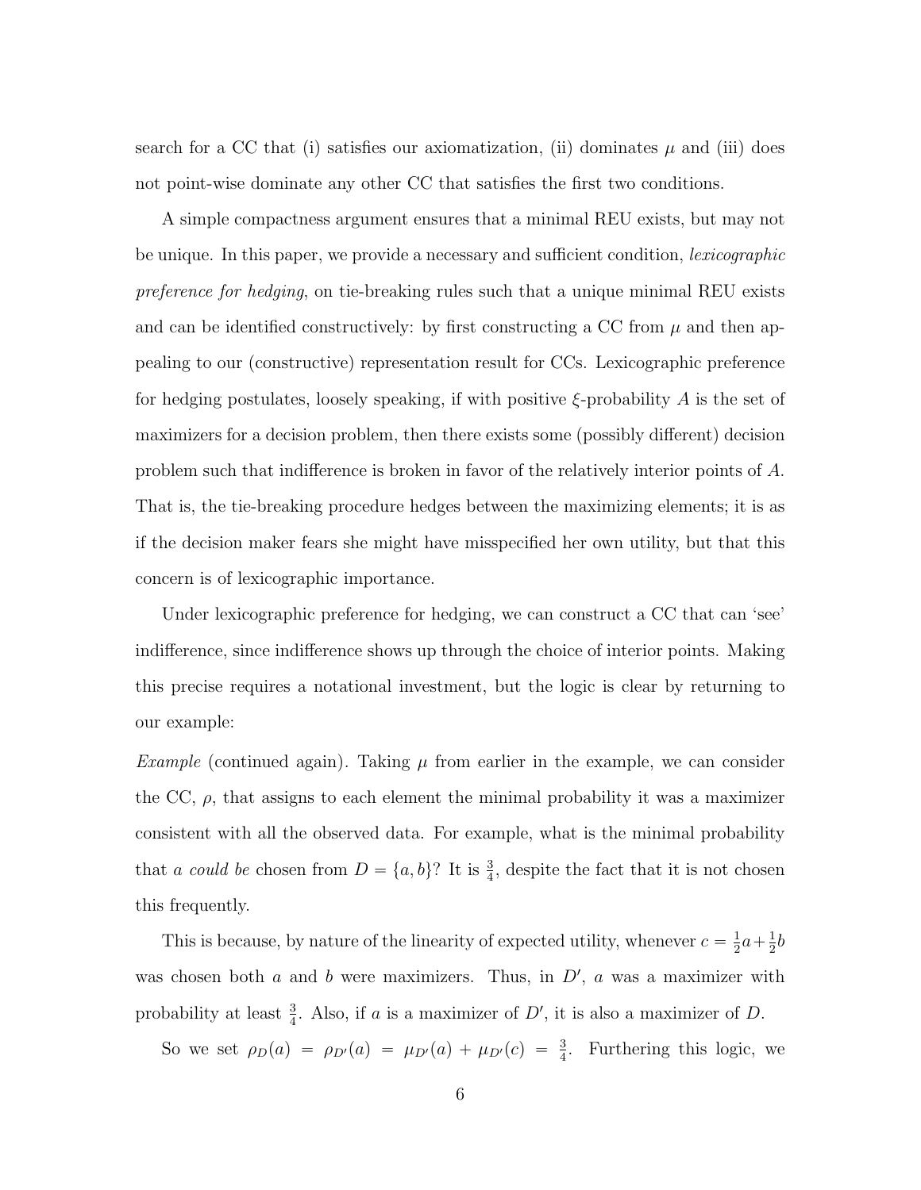search for a CC that (i) satisfies our axiomatization, (ii) dominates $\mu$ and (iii) does not point-wise dominate any other CC that satisfies the first two conditions.

A simple compactness argument ensures that a minimal REU exists, but may not be unique. In this paper, we provide a necessary and sufficient condition, *lexicographic preference for hedging*, on tie-breaking rules such that a unique minimal REU exists and can be identified constructively: by first constructing a CC from $\mu$ and then appealing to our (constructive) representation result for CCs. Lexicographic preference for hedging postulates, loosely speaking, if with positive $\xi$-probability $A$ is the set of maximizers for a decision problem, then there exists some (possibly different) decision problem such that indifference is broken in favor of the relatively interior points of $A$. That is, the tie-breaking procedure hedges between the maximizing elements; it is as if the decision maker fears she might have misspecified her own utility, but that this concern is of lexicographic importance.

Under lexicographic preference for hedging, we can construct a CC that can 'see' indifference, since indifference shows up through the choice of interior points. Making this precise requires a notational investment, but the logic is clear by returning to our example:

*Example* (continued again). Taking $\mu$ from earlier in the example, we can consider the CC, $\rho$, that assigns to each element the minimal probability it was a maximizer consistent with all the observed data. For example, what is the minimal probability that $a$ *could be* chosen from $D = \{a, b\}$? It is $\frac{3}{4}$, despite the fact that it is not chosen this frequently.

This is because, by nature of the linearity of expected utility, whenever $c = \frac{1}{2}a + \frac{1}{2}b$ was chosen both $a$ and $b$ were maximizers. Thus, in $D'$, $a$ was a maximizer with probability at least $\frac{3}{4}$. Also, if $a$ is a maximizer of $D'$, it is also a maximizer of $D$.

So we set $\rho_D(a) = \rho_{D'}(a) = \mu_{D'}(a) + \mu_{D'}(c) = \frac{3}{4}$. Furthering this logic, we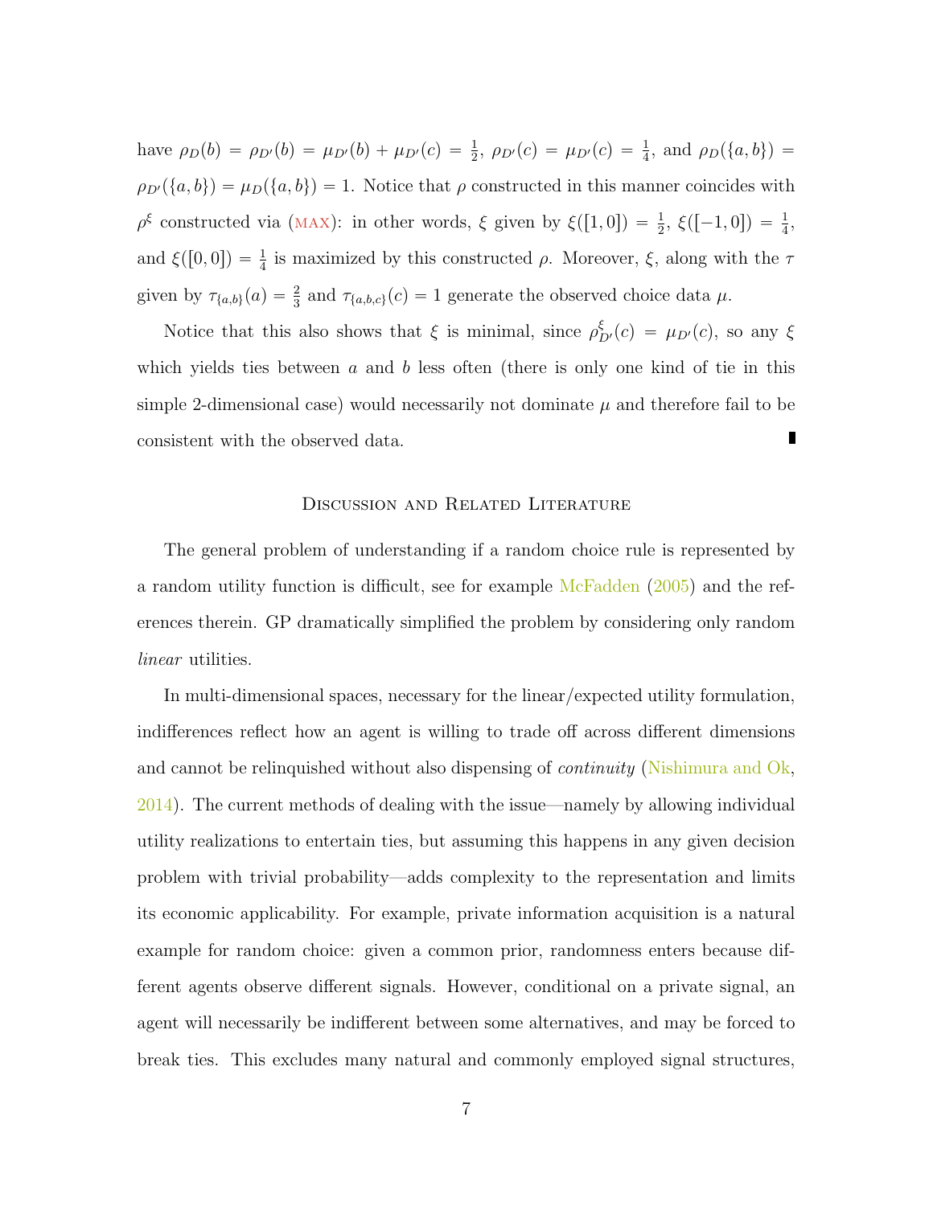have $\rho_D(b) = \rho_{D'}(b) = \mu_{D'}(b) + \mu_{D'}(c) = \frac{1}{2}$, $\rho_{D'}(c) = \mu_{D'}(c) = \frac{1}{4}$, and $\rho_D(\{a, b\}) = \rho_{D'}(\{a, b\}) = \mu_D(\{a, b\}) = 1$. Notice that $\rho$ constructed in this manner coincides with $\rho^\xi$ constructed via (MAX): in other words, $\xi$ given by $\xi([1, 0]) = \frac{1}{2}$, $\xi([-1, 0]) = \frac{1}{4}$, and $\xi([0, 0]) = \frac{1}{4}$ is maximized by this constructed $\rho$. Moreover, $\xi$, along with the $\tau$ given by $\tau_{\{a,b\}}(a) = \frac{2}{3}$ and $\tau_{\{a,b,c\}}(c) = 1$ generate the observed choice data $\mu$.

Notice that this also shows that $\xi$ is minimal, since $\rho^\xi_{D'}(c) = \mu_{D'}(c)$, so any $\xi$ which yields ties between $a$ and $b$ less often (there is only one kind of tie in this simple 2-dimensional case) would necessarily not dominate $\mu$ and therefore fail to be consistent with the observed data. ∎

## Discussion and Related Literature

The general problem of understanding if a random choice rule is represented by a random utility function is difficult, see for example McFadden (2005) and the references therein. GP dramatically simplified the problem by considering only random *linear* utilities.

In multi-dimensional spaces, necessary for the linear/expected utility formulation, indifferences reflect how an agent is willing to trade off across different dimensions and cannot be relinquished without also dispensing of *continuity* (Nishimura and Ok, 2014). The current methods of dealing with the issue—namely by allowing individual utility realizations to entertain ties, but assuming this happens in any given decision problem with trivial probability—adds complexity to the representation and limits its economic applicability. For example, private information acquisition is a natural example for random choice: given a common prior, randomness enters because different agents observe different signals. However, conditional on a private signal, an agent will necessarily be indifferent between some alternatives, and may be forced to break ties. This excludes many natural and commonly employed signal structures,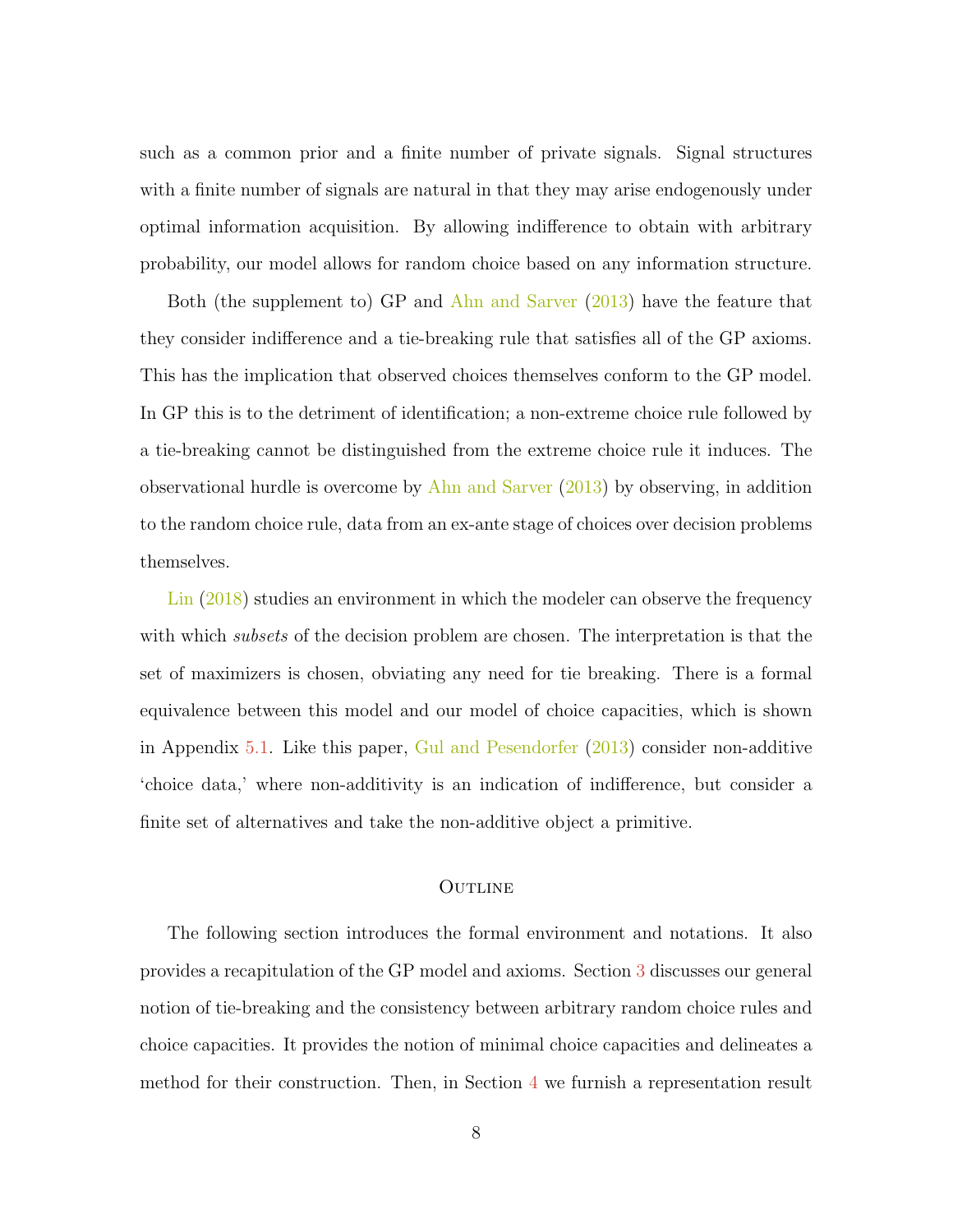such as a common prior and a finite number of private signals. Signal structures with a finite number of signals are natural in that they may arise endogenously under optimal information acquisition. By allowing indifference to obtain with arbitrary probability, our model allows for random choice based on any information structure.

Both (the supplement to) GP and Ahn and Sarver (2013) have the feature that they consider indifference and a tie-breaking rule that satisfies all of the GP axioms. This has the implication that observed choices themselves conform to the GP model. In GP this is to the detriment of identification; a non-extreme choice rule followed by a tie-breaking cannot be distinguished from the extreme choice rule it induces. The observational hurdle is overcome by Ahn and Sarver (2013) by observing, in addition to the random choice rule, data from an ex-ante stage of choices over decision problems themselves.

Lin (2018) studies an environment in which the modeler can observe the frequency with which *subsets* of the decision problem are chosen. The interpretation is that the set of maximizers is chosen, obviating any need for tie breaking. There is a formal equivalence between this model and our model of choice capacities, which is shown in Appendix 5.1. Like this paper, Gul and Pesendorfer (2013) consider non-additive 'choice data,' where non-additivity is an indication of indifference, but consider a finite set of alternatives and take the non-additive object a primitive.

### Outline

The following section introduces the formal environment and notations. It also provides a recapitulation of the GP model and axioms. Section 3 discusses our general notion of tie-breaking and the consistency between arbitrary random choice rules and choice capacities. It provides the notion of minimal choice capacities and delineates a method for their construction. Then, in Section 4 we furnish a representation result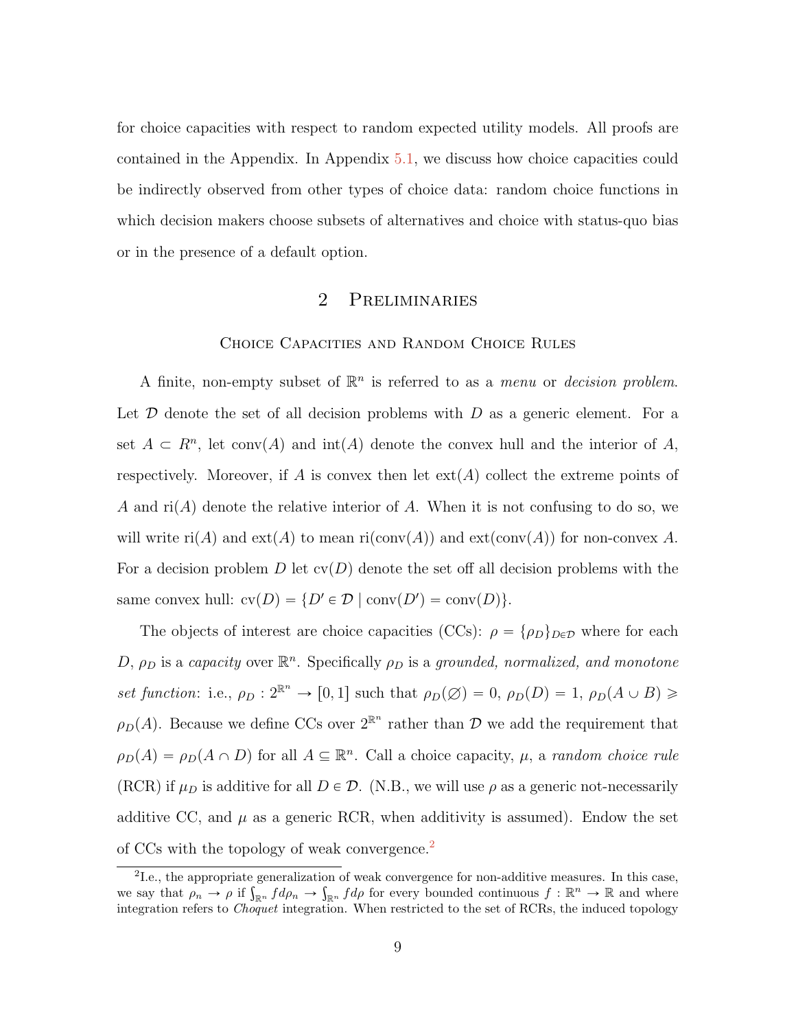for choice capacities with respect to random expected utility models. All proofs are contained in the Appendix. In Appendix 5.1, we discuss how choice capacities could be indirectly observed from other types of choice data: random choice functions in which decision makers choose subsets of alternatives and choice with status-quo bias or in the presence of a default option.

## 2 Preliminaries

### Choice Capacities and Random Choice Rules

A finite, non-empty subset of $\mathbb{R}^n$ is referred to as a *menu* or *decision problem*. Let $\mathcal{D}$ denote the set of all decision problems with $D$ as a generic element. For a set $A \subset R^n$, let $\text{conv}(A)$ and $\text{int}(A)$ denote the convex hull and the interior of $A$, respectively. Moreover, if $A$ is convex then let $\text{ext}(A)$ collect the extreme points of $A$ and $\text{ri}(A)$ denote the relative interior of $A$. When it is not confusing to do so, we will write $\text{ri}(A)$ and $\text{ext}(A)$ to mean $\text{ri}(\text{conv}(A))$ and $\text{ext}(\text{conv}(A))$ for non-convex $A$. For a decision problem $D$ let $\text{cv}(D)$ denote the set off all decision problems with the same convex hull: $\text{cv}(D) = \{D' \in \mathcal{D} \mid \text{conv}(D') = \text{conv}(D)\}$.

The objects of interest are choice capacities (CCs): $\rho = \{\rho_D\}_{D \in \mathcal{D}}$ where for each $D$, $\rho_D$ is a *capacity* over $\mathbb{R}^n$. Specifically $\rho_D$ is a *grounded, normalized, and monotone set function*: i.e., $\rho_D : 2^{\mathbb{R}^n} \to [0,1]$ such that $\rho_D(\varnothing) = 0$, $\rho_D(D) = 1$, $\rho_D(A \cup B) \geqslant \rho_D(A)$. Because we define CCs over $2^{\mathbb{R}^n}$ rather than $\mathcal{D}$ we add the requirement that $\rho_D(A) = \rho_D(A \cap D)$ for all $A \subseteq \mathbb{R}^n$. Call a choice capacity, $\mu$, a *random choice rule* (RCR) if $\mu_D$ is additive for all $D \in \mathcal{D}$. (N.B., we will use $\rho$ as a generic not-necessarily additive CC, and $\mu$ as a generic RCR, when additivity is assumed). Endow the set of CCs with the topology of weak convergence.[2]

[2] I.e., the appropriate generalization of weak convergence for non-additive measures. In this case, we say that $\rho_n \to \rho$ if $\int_{\mathbb{R}^n} f d\rho_n \to \int_{\mathbb{R}^n} f d\rho$ for every bounded continuous $f : \mathbb{R}^n \to \mathbb{R}$ and where integration refers to *Choquet* integration. When restricted to the set of RCRs, the induced topology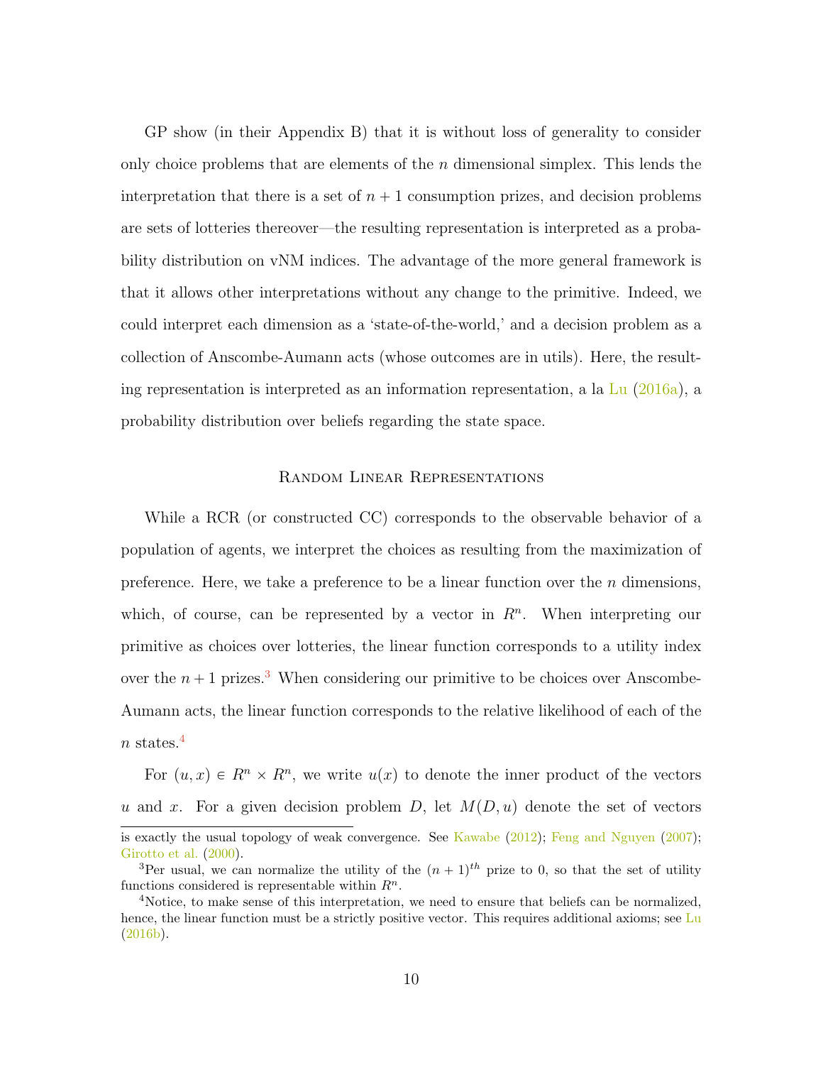GP show (in their Appendix B) that it is without loss of generality to consider only choice problems that are elements of the $n$ dimensional simplex. This lends the interpretation that there is a set of $n+1$ consumption prizes, and decision problems are sets of lotteries thereover—the resulting representation is interpreted as a probability distribution on vNM indices. The advantage of the more general framework is that it allows other interpretations without any change to the primitive. Indeed, we could interpret each dimension as a 'state-of-the-world,' and a decision problem as a collection of Anscombe-Aumann acts (whose outcomes are in utils). Here, the resulting representation is interpreted as an information representation, a la Lu (2016a), a probability distribution over beliefs regarding the state space.

### Random Linear Representations

While a RCR (or constructed CC) corresponds to the observable behavior of a population of agents, we interpret the choices as resulting from the maximization of preference. Here, we take a preference to be a linear function over the $n$ dimensions, which, of course, can be represented by a vector in $R^n$. When interpreting our primitive as choices over lotteries, the linear function corresponds to a utility index over the $n+1$ prizes.[3] When considering our primitive to be choices over Anscombe-Aumann acts, the linear function corresponds to the relative likelihood of each of the $n$ states.[4]

For $(u, x) \in R^n \times R^n$, we write $u(x)$ to denote the inner product of the vectors $u$ and $x$. For a given decision problem $D$, let $M(D, u)$ denote the set of vectors

---

is exactly the usual topology of weak convergence. See Kawabe (2012); Feng and Nguyen (2007); Girotto et al. (2000).

[3] Per usual, we can normalize the utility of the $(n+1)^{th}$ prize to 0, so that the set of utility functions considered is representable within $R^n$.

[4] Notice, to make sense of this interpretation, we need to ensure that beliefs can be normalized, hence, the linear function must be a strictly positive vector. This requires additional axioms; see Lu (2016b).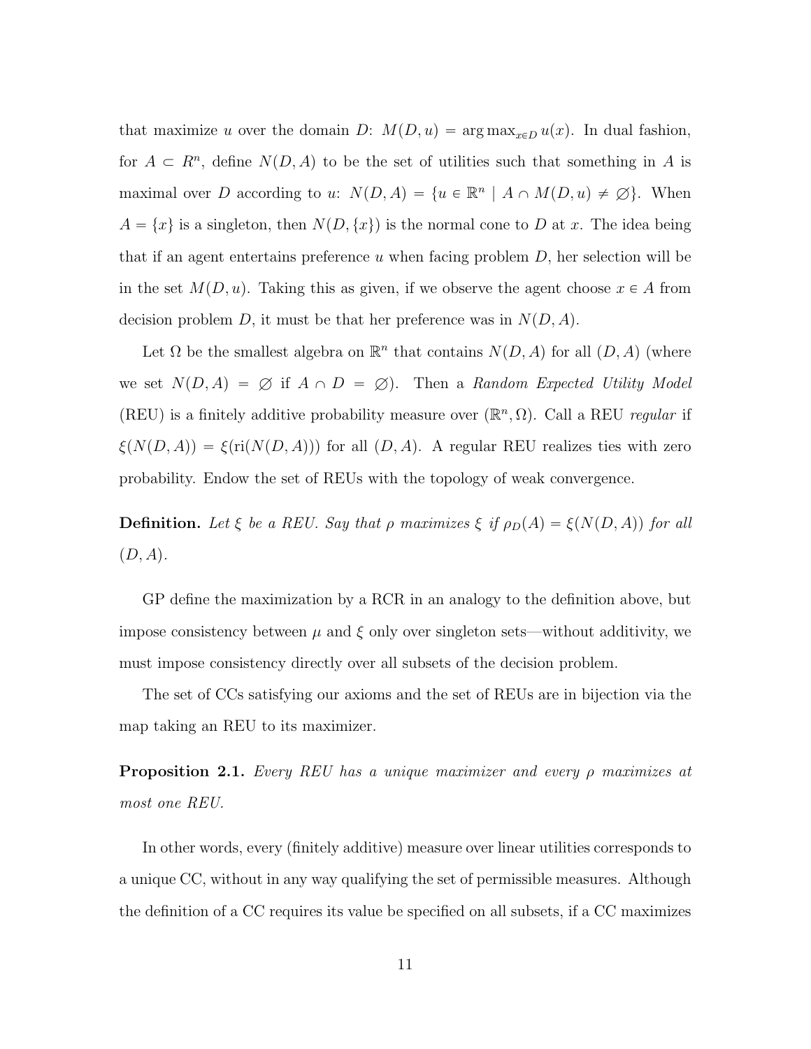that maximize $u$ over the domain $D$: $M(D, u) = \arg\max_{x \in D} u(x)$. In dual fashion, for $A \subset R^n$, define $N(D, A)$ to be the set of utilities such that something in $A$ is maximal over $D$ according to $u$: $N(D, A) = \{u \in \mathbb{R}^n \mid A \cap M(D, u) \neq \varnothing\}$. When $A = \{x\}$ is a singleton, then $N(D, \{x\})$ is the normal cone to $D$ at $x$. The idea being that if an agent entertains preference $u$ when facing problem $D$, her selection will be in the set $M(D, u)$. Taking this as given, if we observe the agent choose $x \in A$ from decision problem $D$, it must be that her preference was in $N(D, A)$.

Let $\Omega$ be the smallest algebra on $\mathbb{R}^n$ that contains $N(D, A)$ for all $(D, A)$ (where we set $N(D, A) = \varnothing$ if $A \cap D = \varnothing$). Then a *Random Expected Utility Model* (REU) is a finitely additive probability measure over $(\mathbb{R}^n, \Omega)$. Call a REU *regular* if $\xi(N(D, A)) = \xi(\text{ri}(N(D, A)))$ for all $(D, A)$. A regular REU realizes ties with zero probability. Endow the set of REUs with the topology of weak convergence.

**Definition.** *Let $\xi$ be a REU. Say that $\rho$ maximizes $\xi$ if $\rho_D(A) = \xi(N(D, A))$ for all $(D, A)$.*

GP define the maximization by a RCR in an analogy to the definition above, but impose consistency between $\mu$ and $\xi$ only over singleton sets—without additivity, we must impose consistency directly over all subsets of the decision problem.

The set of CCs satisfying our axioms and the set of REUs are in bijection via the map taking an REU to its maximizer.

**Proposition 2.1.** *Every REU has a unique maximizer and every $\rho$ maximizes at most one REU.*

In other words, every (finitely additive) measure over linear utilities corresponds to a unique CC, without in any way qualifying the set of permissible measures. Although the definition of a CC requires its value be specified on all subsets, if a CC maximizes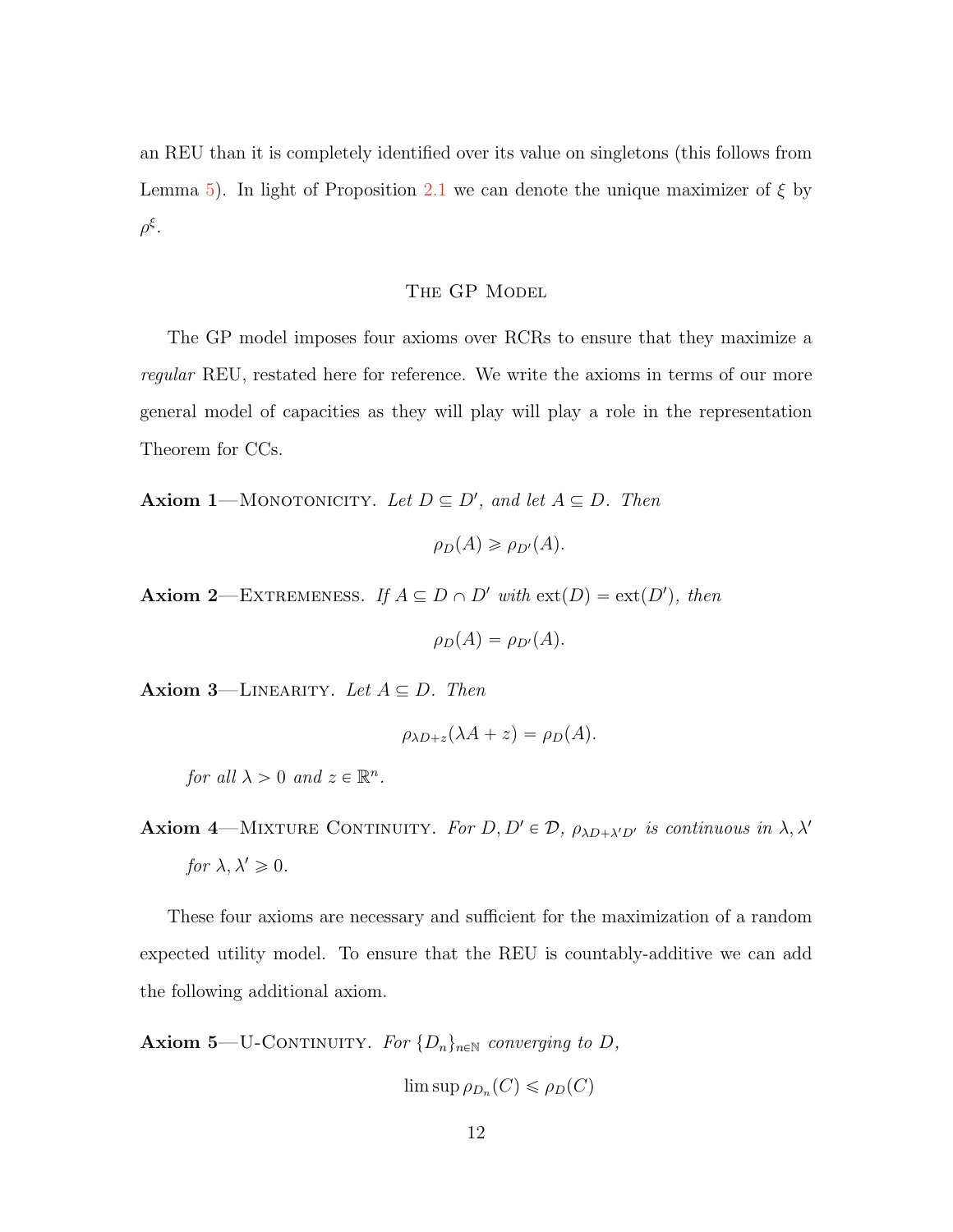an REU than it is completely identified over its value on singletons (this follows from Lemma 5). In light of Proposition 2.1 we can denote the unique maximizer of $\xi$ by $\rho^{\xi}$.

## The GP Model

The GP model imposes four axioms over RCRs to ensure that they maximize a *regular* REU, restated here for reference. We write the axioms in terms of our more general model of capacities as they will play will play a role in the representation Theorem for CCs.

**Axiom 1**—Monotonicity. *Let $D \subseteq D'$, and let $A \subseteq D$. Then*

$$\rho_D(A) \geqslant \rho_{D'}(A).$$

**Axiom 2**—Extremeness. *If $A \subseteq D \cap D'$ with $\text{ext}(D) = \text{ext}(D')$, then*

$$\rho_D(A) = \rho_{D'}(A).$$

**Axiom 3**—Linearity. *Let $A \subseteq D$. Then*

$$\rho_{\lambda D + z}(\lambda A + z) = \rho_D(A).$$

*for all $\lambda > 0$ and $z \in \mathbb{R}^n$.*

**Axiom 4**—Mixture Continuity. *For $D, D' \in \mathcal{D}$, $\rho_{\lambda D + \lambda' D'}$ is continuous in $\lambda, \lambda'$ for $\lambda, \lambda' \geqslant 0$.*

These four axioms are necessary and sufficient for the maximization of a random expected utility model. To ensure that the REU is countably-additive we can add the following additional axiom.

**Axiom 5**—U-Continuity. *For $\{D_n\}_{n \in \mathbb{N}}$ converging to $D$,*

$$\limsup \rho_{D_n}(C) \leqslant \rho_D(C)$$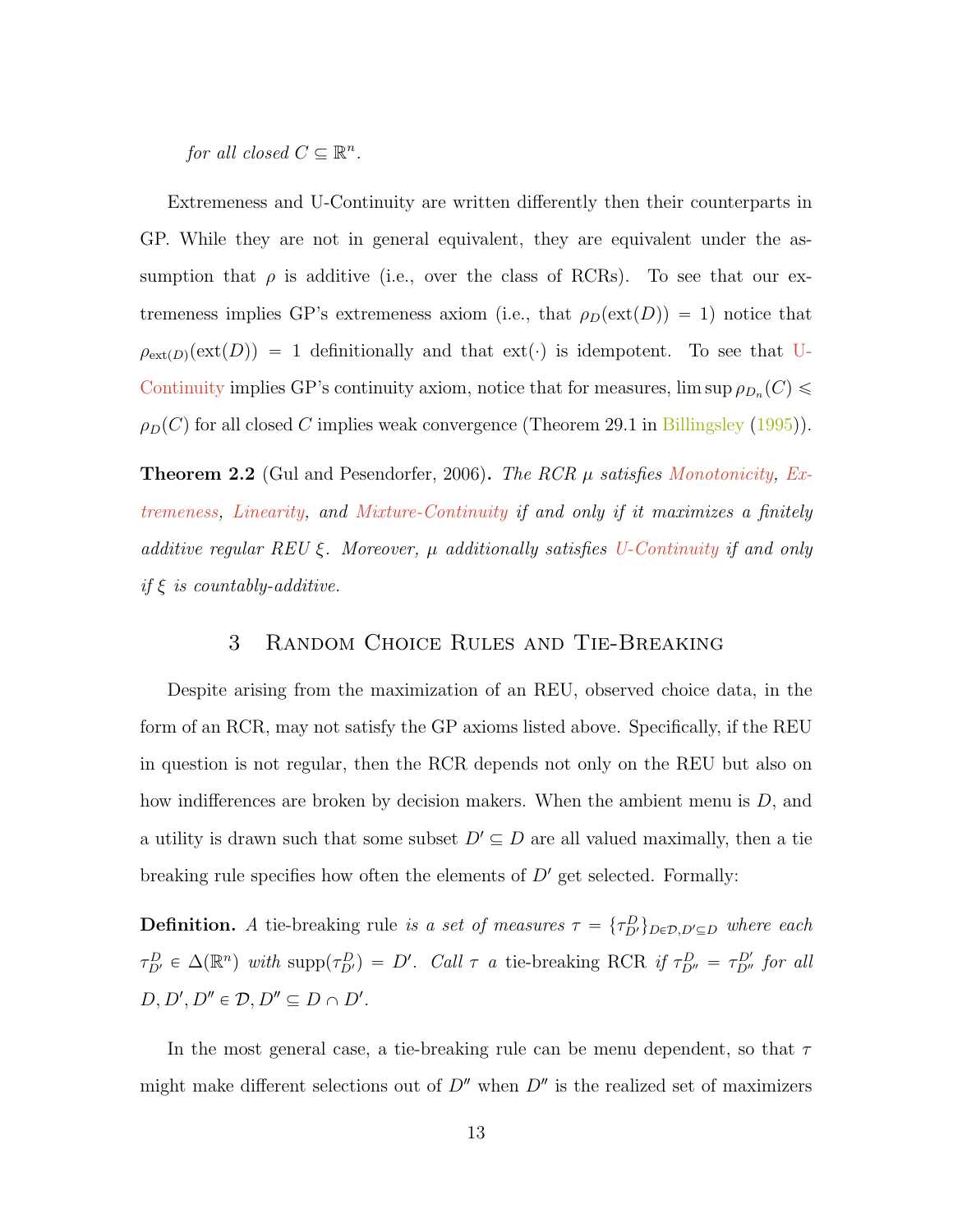*for all closed $C \subseteq \mathbb{R}^n$.*

Extremeness and U-Continuity are written differently then their counterparts in GP. While they are not in general equivalent, they are equivalent under the assumption that $\rho$ is additive (i.e., over the class of RCRs). To see that our extremeness implies GP's extremeness axiom (i.e., that $\rho_D(\text{ext}(D)) = 1$) notice that $\rho_{\text{ext}(D)}(\text{ext}(D)) = 1$ definitionally and that $\text{ext}(\cdot)$ is idempotent. To see that U-Continuity implies GP's continuity axiom, notice that for measures, $\limsup \rho_{D_n}(C) \leqslant \rho_D(C)$ for all closed $C$ implies weak convergence (Theorem 29.1 in Billingsley (1995)).

**Theorem 2.2** (Gul and Pesendorfer, 2006)**.** *The RCR $\mu$ satisfies Monotonicity, Extremeness, Linearity, and Mixture-Continuity if and only if it maximizes a finitely additive regular REU $\xi$. Moreover, $\mu$ additionally satisfies U-Continuity if and only if $\xi$ is countably-additive.*

## 3 Random Choice Rules and Tie-Breaking

Despite arising from the maximization of an REU, observed choice data, in the form of an RCR, may not satisfy the GP axioms listed above. Specifically, if the REU in question is not regular, then the RCR depends not only on the REU but also on how indifferences are broken by decision makers. When the ambient menu is $D$, and a utility is drawn such that some subset $D' \subseteq D$ are all valued maximally, then a tie breaking rule specifies how often the elements of $D'$ get selected. Formally:

**Definition.** *A* tie-breaking rule *is a set of measures $\tau = \{\tau^D_{D'}\}_{D \in \mathcal{D}, D' \subseteq D}$ where each $\tau^D_{D'} \in \Delta(\mathbb{R}^n)$ with $\text{supp}(\tau^D_{D'}) = D'$. Call $\tau$ a* tie-breaking RCR *if $\tau^D_{D''} = \tau^{D'}_{D''}$ for all $D, D', D'' \in \mathcal{D}, D'' \subseteq D \cap D'$.*

In the most general case, a tie-breaking rule can be menu dependent, so that $\tau$ might make different selections out of $D''$ when $D''$ is the realized set of maximizers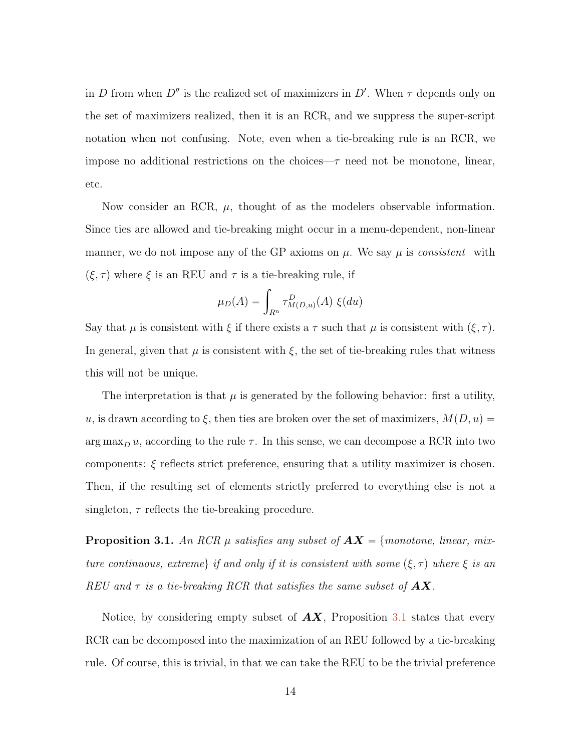in $D$ from when $D''$ is the realized set of maximizers in $D'$. When $\tau$ depends only on the set of maximizers realized, then it is an RCR, and we suppress the super-script notation when not confusing. Note, even when a tie-breaking rule is an RCR, we impose no additional restrictions on the choices—$\tau$ need not be monotone, linear, etc.

Now consider an RCR, $\mu$, thought of as the modelers observable information. Since ties are allowed and tie-breaking might occur in a menu-dependent, non-linear manner, we do not impose any of the GP axioms on $\mu$. We say $\mu$ is *consistent* with $(\xi, \tau)$ where $\xi$ is an REU and $\tau$ is a tie-breaking rule, if

$$\mu_D(A) = \int_{R^n} \tau^D_{M(D,u)}(A)\ \xi(du)$$

Say that $\mu$ is consistent with $\xi$ if there exists a $\tau$ such that $\mu$ is consistent with $(\xi, \tau)$. In general, given that $\mu$ is consistent with $\xi$, the set of tie-breaking rules that witness this will not be unique.

The interpretation is that $\mu$ is generated by the following behavior: first a utility, $u$, is drawn according to $\xi$, then ties are broken over the set of maximizers, $M(D, u) = \arg\max_D u$, according to the rule $\tau$. In this sense, we can decompose a RCR into two components: $\xi$ reflects strict preference, ensuring that a utility maximizer is chosen. Then, if the resulting set of elements strictly preferred to everything else is not a singleton, $\tau$ reflects the tie-breaking procedure.

**Proposition 3.1.** *An RCR $\mu$ satisfies any subset of $\boldsymbol{AX}$ = {monotone, linear, mixture continuous, extreme} if and only if it is consistent with some $(\xi, \tau)$ where $\xi$ is an REU and $\tau$ is a tie-breaking RCR that satisfies the same subset of $\boldsymbol{AX}$.*

Notice, by considering empty subset of $\boldsymbol{AX}$, Proposition 3.1 states that every RCR can be decomposed into the maximization of an REU followed by a tie-breaking rule. Of course, this is trivial, in that we can take the REU to be the trivial preference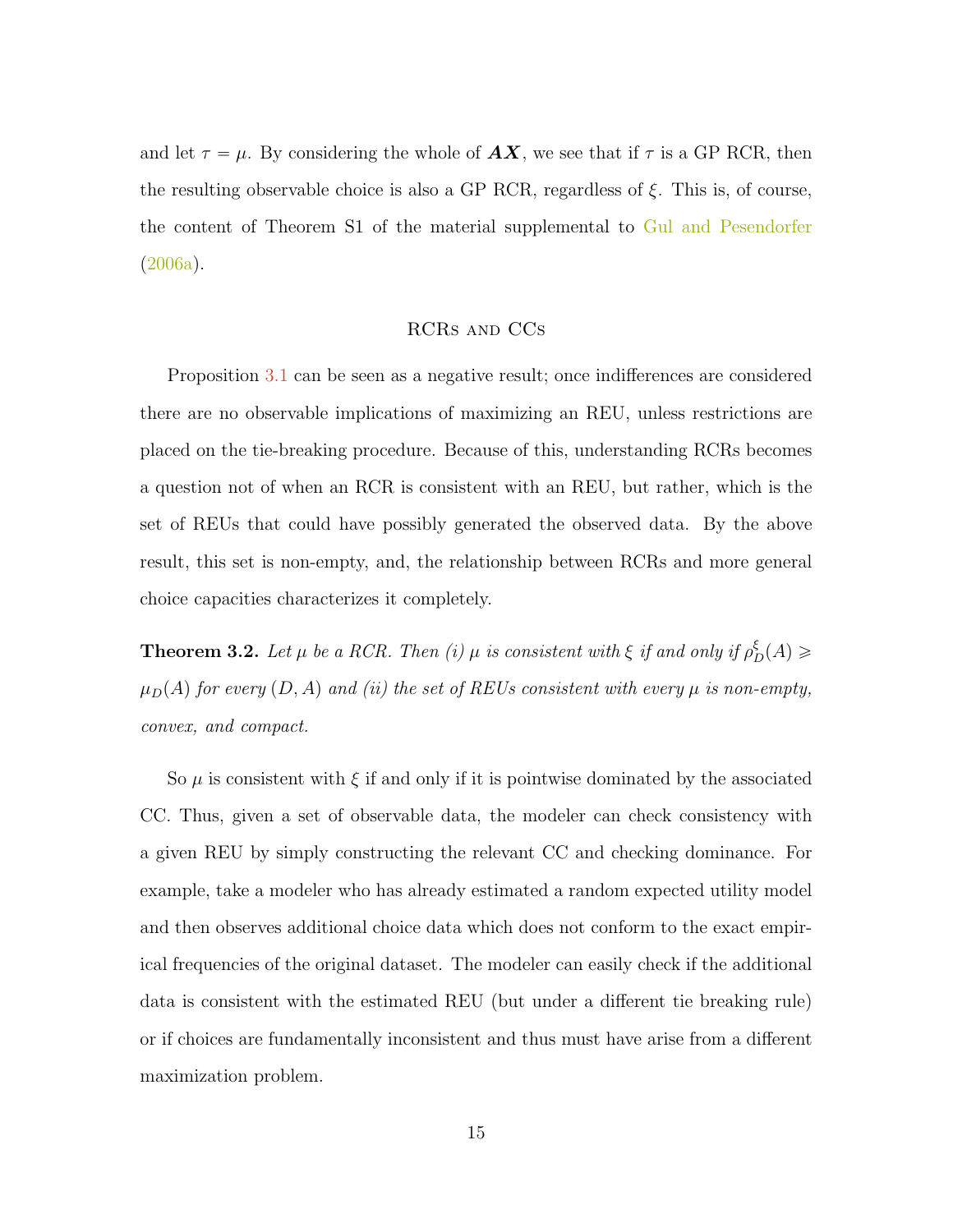and let $\tau = \mu$. By considering the whole of $\boldsymbol{AX}$, we see that if $\tau$ is a GP RCR, then the resulting observable choice is also a GP RCR, regardless of $\xi$. This is, of course, the content of Theorem S1 of the material supplemental to Gul and Pesendorfer (2006a).

## RCRs and CCs

Proposition 3.1 can be seen as a negative result; once indifferences are considered there are no observable implications of maximizing an REU, unless restrictions are placed on the tie-breaking procedure. Because of this, understanding RCRs becomes a question not of when an RCR is consistent with an REU, but rather, which is the set of REUs that could have possibly generated the observed data. By the above result, this set is non-empty, and, the relationship between RCRs and more general choice capacities characterizes it completely.

**Theorem 3.2.** *Let $\mu$ be a RCR. Then (i) $\mu$ is consistent with $\xi$ if and only if $\rho^{\xi}_D(A) \geqslant \mu_D(A)$ for every $(D, A)$ and (ii) the set of REUs consistent with every $\mu$ is non-empty, convex, and compact.*

So $\mu$ is consistent with $\xi$ if and only if it is pointwise dominated by the associated CC. Thus, given a set of observable data, the modeler can check consistency with a given REU by simply constructing the relevant CC and checking dominance. For example, take a modeler who has already estimated a random expected utility model and then observes additional choice data which does not conform to the exact empirical frequencies of the original dataset. The modeler can easily check if the additional data is consistent with the estimated REU (but under a different tie breaking rule) or if choices are fundamentally inconsistent and thus must have arise from a different maximization problem.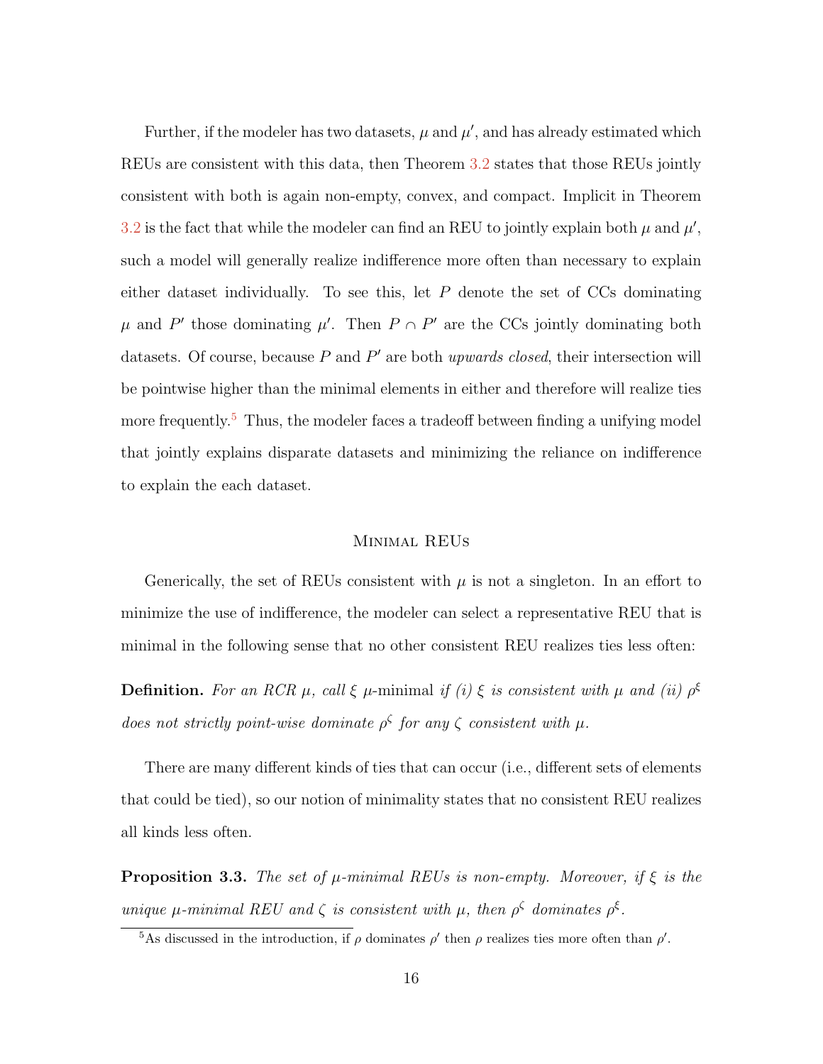Further, if the modeler has two datasets, $\mu$ and $\mu'$, and has already estimated which REUs are consistent with this data, then Theorem 3.2 states that those REUs jointly consistent with both is again non-empty, convex, and compact. Implicit in Theorem 3.2 is the fact that while the modeler can find an REU to jointly explain both $\mu$ and $\mu'$, such a model will generally realize indifference more often than necessary to explain either dataset individually. To see this, let $P$ denote the set of CCs dominating $\mu$ and $P'$ those dominating $\mu'$. Then $P \cap P'$ are the CCs jointly dominating both datasets. Of course, because $P$ and $P'$ are both *upwards closed*, their intersection will be pointwise higher than the minimal elements in either and therefore will realize ties more frequently.[5] Thus, the modeler faces a tradeoff between finding a unifying model that jointly explains disparate datasets and minimizing the reliance on indifference to explain the each dataset.

### Minimal REUs

Generically, the set of REUs consistent with $\mu$ is not a singleton. In an effort to minimize the use of indifference, the modeler can select a representative REU that is minimal in the following sense that no other consistent REU realizes ties less often:

**Definition.** *For an RCR $\mu$, call $\xi$ $\mu$-*minimal *if (i) $\xi$ is consistent with $\mu$ and (ii) $\rho^\xi$ does not strictly point-wise dominate $\rho^\zeta$ for any $\zeta$ consistent with $\mu$.*

There are many different kinds of ties that can occur (i.e., different sets of elements that could be tied), so our notion of minimality states that no consistent REU realizes all kinds less often.

**Proposition 3.3.** *The set of $\mu$-minimal REUs is non-empty. Moreover, if $\xi$ is the unique $\mu$-minimal REU and $\zeta$ is consistent with $\mu$, then $\rho^\zeta$ dominates $\rho^\xi$.*

[5] As discussed in the introduction, if $\rho$ dominates $\rho'$ then $\rho$ realizes ties more often than $\rho'$.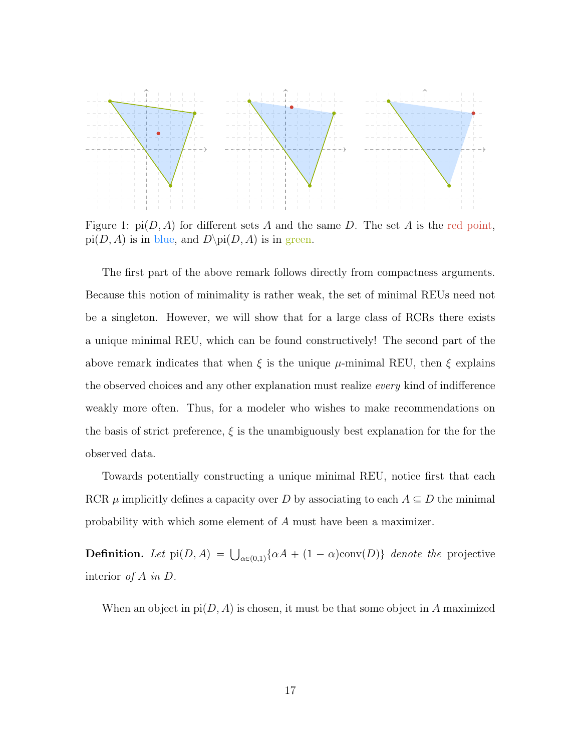Figure 1: $\text{pi}(D, A)$ for different sets $A$ and the same $D$. The set $A$ is the red point, $\text{pi}(D, A)$ is in blue, and $D\backslash\text{pi}(D, A)$ is in green.

The first part of the above remark follows directly from compactness arguments. Because this notion of minimality is rather weak, the set of minimal REUs need not be a singleton. However, we will show that for a large class of RCRs there exists a unique minimal REU, which can be found constructively! The second part of the above remark indicates that when $\xi$ is the unique $\mu$-minimal REU, then $\xi$ explains the observed choices and any other explanation must realize *every* kind of indifference weakly more often. Thus, for a modeler who wishes to make recommendations on the basis of strict preference, $\xi$ is the unambiguously best explanation for the for the observed data.

Towards potentially constructing a unique minimal REU, notice first that each RCR $\mu$ implicitly defines a capacity over $D$ by associating to each $A \subseteq D$ the minimal probability with which some element of $A$ must have been a maximizer.

**Definition.** *Let* $\text{pi}(D, A) = \bigcup_{\alpha \in (0,1)} \{\alpha A + (1 - \alpha)\text{conv}(D)\}$ *denote the* projective interior *of* $A$ *in* $D$.

When an object in $\text{pi}(D, A)$ is chosen, it must be that some object in $A$ maximized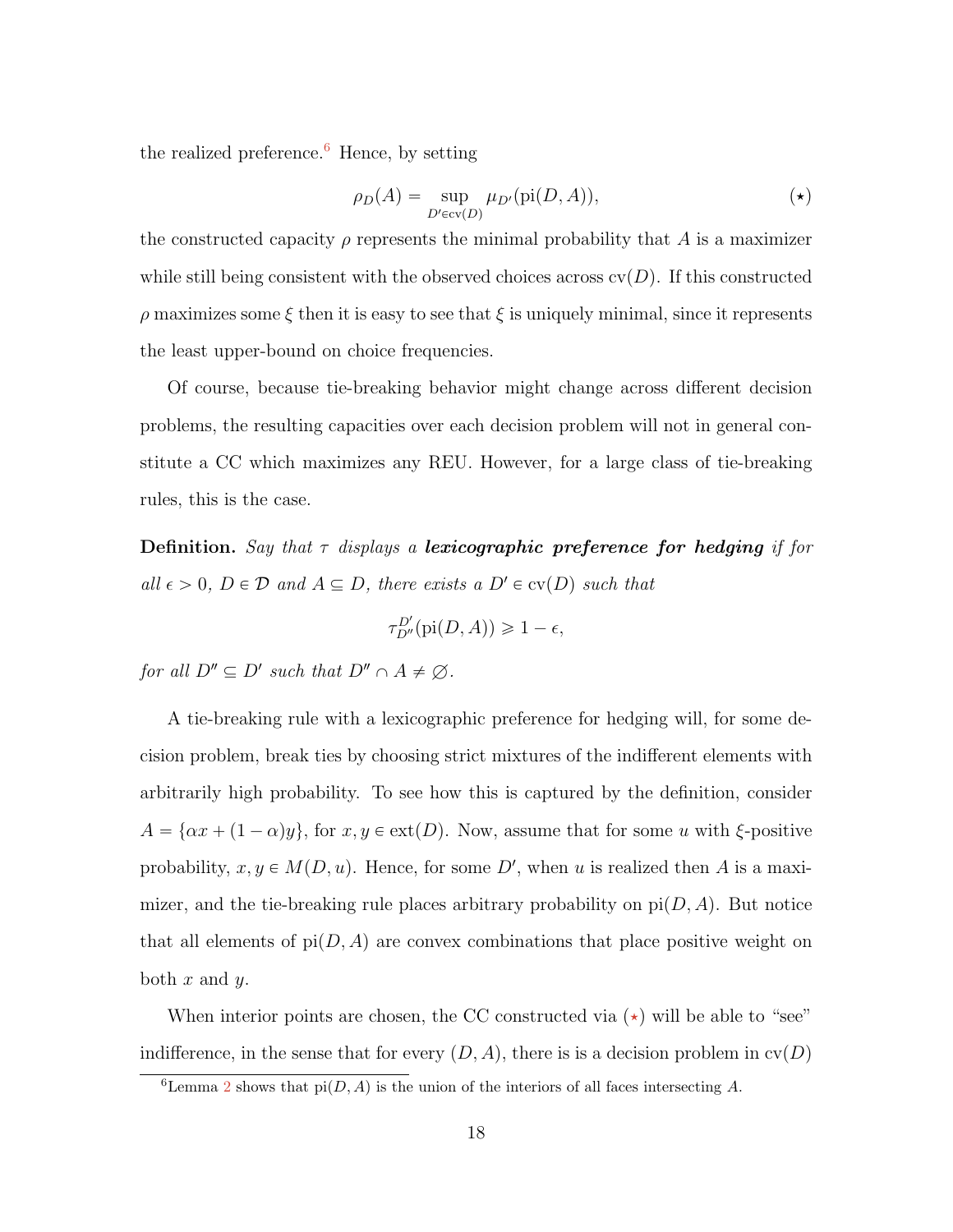the realized preference.[6] Hence, by setting

$$\rho_D(A) = \sup_{D' \in \text{cv}(D)} \mu_{D'}(\text{pi}(D, A)), \tag{$\star$}$$

the constructed capacity $\rho$ represents the minimal probability that $A$ is a maximizer while still being consistent with the observed choices across $\text{cv}(D)$. If this constructed $\rho$ maximizes some $\xi$ then it is easy to see that $\xi$ is uniquely minimal, since it represents the least upper-bound on choice frequencies.

Of course, because tie-breaking behavior might change across different decision problems, the resulting capacities over each decision problem will not in general constitute a CC which maximizes any REU. However, for a large class of tie-breaking rules, this is the case.

**Definition.** *Say that $\tau$ displays a* ***lexicographic preference for hedging*** *if for all $\epsilon > 0$, $D \in \mathcal{D}$ and $A \subseteq D$, there exists a $D' \in \text{cv}(D)$ such that*

$$\tau^{D'}_{D''}(\text{pi}(D, A)) \geqslant 1 - \epsilon,$$

*for all $D'' \subseteq D'$ such that $D'' \cap A \neq \varnothing$.*

A tie-breaking rule with a lexicographic preference for hedging will, for some decision problem, break ties by choosing strict mixtures of the indifferent elements with arbitrarily high probability. To see how this is captured by the definition, consider $A = \{\alpha x + (1 - \alpha) y\}$, for $x, y \in \text{ext}(D)$. Now, assume that for some $u$ with $\xi$-positive probability, $x, y \in M(D, u)$. Hence, for some $D'$, when $u$ is realized then $A$ is a maximizer, and the tie-breaking rule places arbitrary probability on $\text{pi}(D, A)$. But notice that all elements of $\text{pi}(D, A)$ are convex combinations that place positive weight on both $x$ and $y$.

When interior points are chosen, the CC constructed via ($\star$) will be able to "see" indifference, in the sense that for every $(D, A)$, there is is a decision problem in $\text{cv}(D)$

[6] Lemma 2 shows that $\text{pi}(D, A)$ is the union of the interiors of all faces intersecting $A$.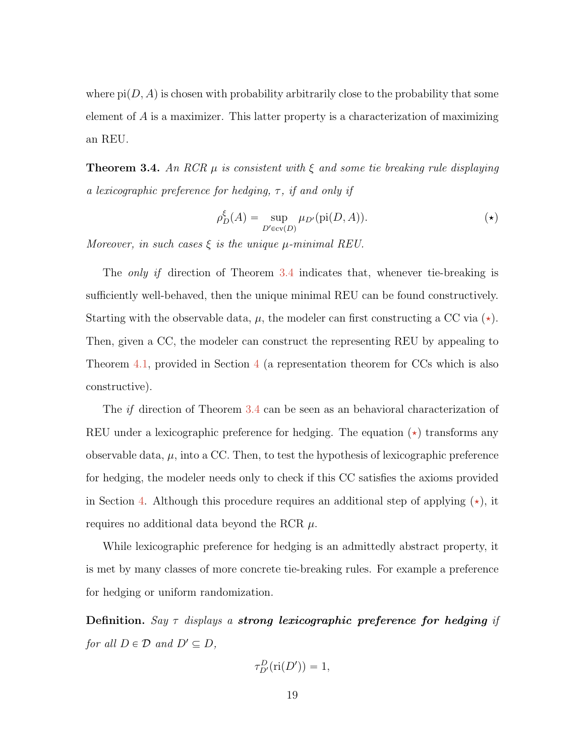where $\text{pi}(D, A)$ is chosen with probability arbitrarily close to the probability that some element of $A$ is a maximizer. This latter property is a characterization of maximizing an REU.

**Theorem 3.4.** *An RCR $\mu$ is consistent with $\xi$ and some tie breaking rule displaying a lexicographic preference for hedging, $\tau$, if and only if*

$$\rho_D^{\xi}(A) = \sup_{D' \in \text{cv}(D)} \mu_{D'}(\text{pi}(D, A)). \tag{$\star$}$$

*Moreover, in such cases $\xi$ is the unique $\mu$-minimal REU.*

The *only if* direction of Theorem 3.4 indicates that, whenever tie-breaking is sufficiently well-behaved, then the unique minimal REU can be found constructively. Starting with the observable data, $\mu$, the modeler can first constructing a CC via ($\star$). Then, given a CC, the modeler can construct the representing REU by appealing to Theorem 4.1, provided in Section 4 (a representation theorem for CCs which is also constructive).

The *if* direction of Theorem 3.4 can be seen as an behavioral characterization of REU under a lexicographic preference for hedging. The equation ($\star$) transforms any observable data, $\mu$, into a CC. Then, to test the hypothesis of lexicographic preference for hedging, the modeler needs only to check if this CC satisfies the axioms provided in Section 4. Although this procedure requires an additional step of applying ($\star$), it requires no additional data beyond the RCR $\mu$.

While lexicographic preference for hedging is an admittedly abstract property, it is met by many classes of more concrete tie-breaking rules. For example a preference for hedging or uniform randomization.

**Definition.** *Say $\tau$ displays a* ***strong lexicographic preference for hedging*** *if for all $D \in \mathcal{D}$ and $D' \subseteq D$,*

$$\tau_{D'}^{D}(\text{ri}(D')) = 1,$$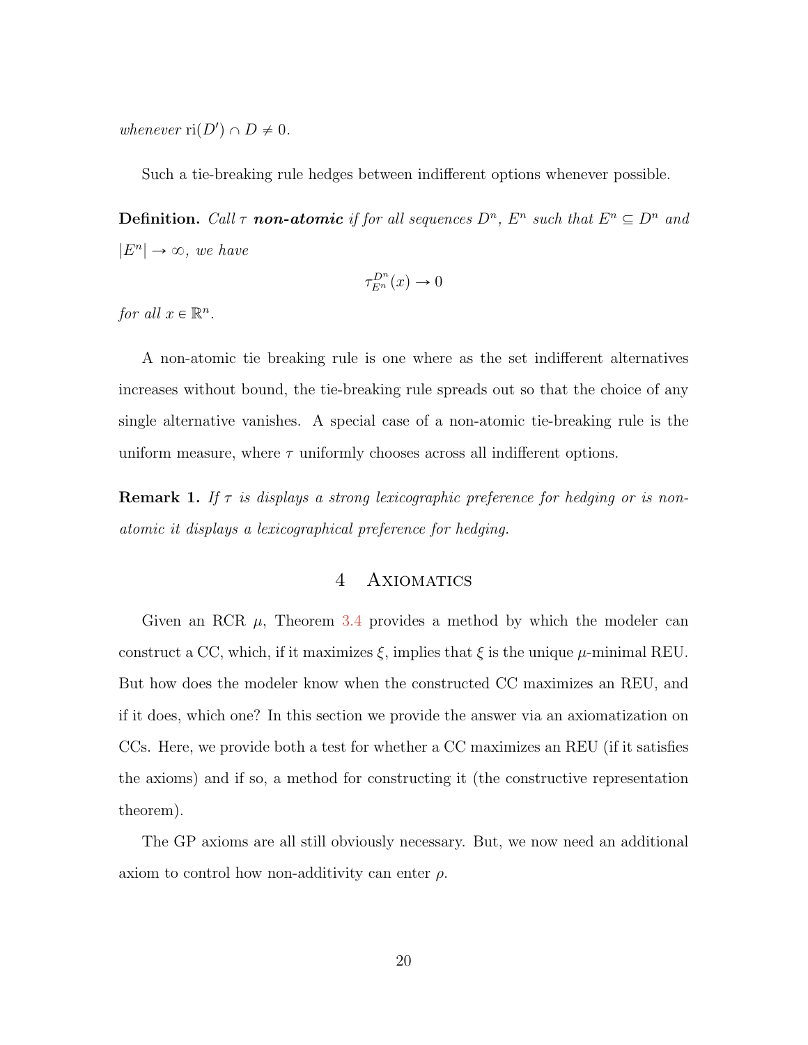*whenever* $\text{ri}(D') \cap D \neq 0$.

Such a tie-breaking rule hedges between indifferent options whenever possible.

**Definition.** *Call* $\tau$ ***non-atomic*** *if for all sequences* $D^n$, $E^n$ *such that* $E^n \subseteq D^n$ *and* $|E^n| \to \infty$, *we have*

$$\tau_{E^n}^{D^n}(x) \to 0$$

*for all* $x \in \mathbb{R}^n$.

A non-atomic tie breaking rule is one where as the set indifferent alternatives increases without bound, the tie-breaking rule spreads out so that the choice of any single alternative vanishes. A special case of a non-atomic tie-breaking rule is the uniform measure, where $\tau$ uniformly chooses across all indifferent options.

**Remark 1.** *If* $\tau$ *is displays a strong lexicographic preference for hedging or is non-atomic it displays a lexicographical preference for hedging.*

## 4 Axiomatics

Given an RCR $\mu$, Theorem 3.4 provides a method by which the modeler can construct a CC, which, if it maximizes $\xi$, implies that $\xi$ is the unique $\mu$-minimal REU. But how does the modeler know when the constructed CC maximizes an REU, and if it does, which one? In this section we provide the answer via an axiomatization on CCs. Here, we provide both a test for whether a CC maximizes an REU (if it satisfies the axioms) and if so, a method for constructing it (the constructive representation theorem).

The GP axioms are all still obviously necessary. But, we now need an additional axiom to control how non-additivity can enter $\rho$.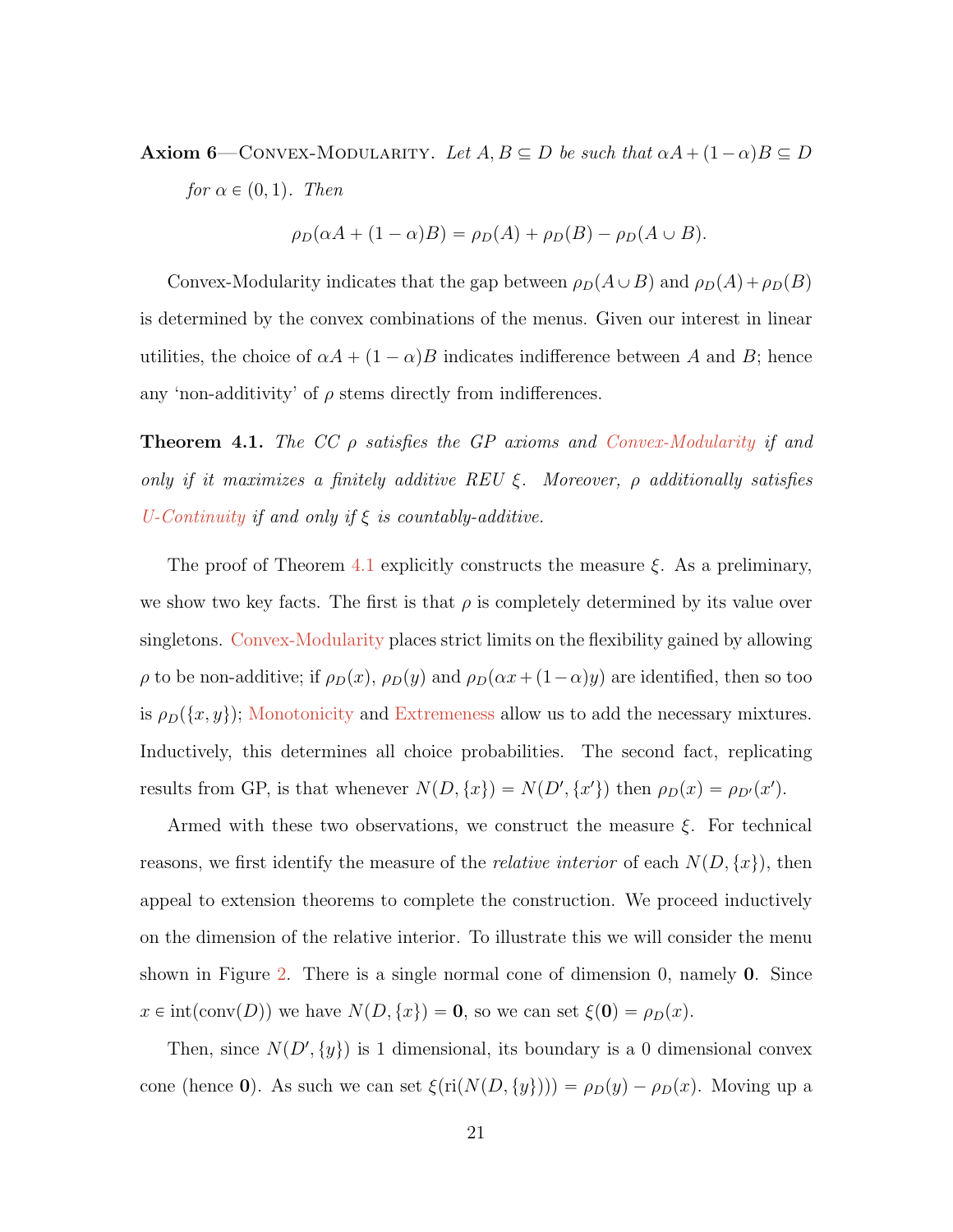**Axiom 6**—Convex-Modularity. *Let $A, B \subseteq D$ be such that $\alpha A + (1-\alpha)B \subseteq D$ for $\alpha \in (0,1)$. Then*

$$\rho_D(\alpha A + (1-\alpha)B) = \rho_D(A) + \rho_D(B) - \rho_D(A \cup B).$$

Convex-Modularity indicates that the gap between $\rho_D(A \cup B)$ and $\rho_D(A) + \rho_D(B)$ is determined by the convex combinations of the menus. Given our interest in linear utilities, the choice of $\alpha A + (1-\alpha)B$ indicates indifference between $A$ and $B$; hence any 'non-additivity' of $\rho$ stems directly from indifferences.

**Theorem 4.1.** *The CC $\rho$ satisfies the GP axioms and Convex-Modularity if and only if it maximizes a finitely additive REU $\xi$. Moreover, $\rho$ additionally satisfies U-Continuity if and only if $\xi$ is countably-additive.*

The proof of Theorem 4.1 explicitly constructs the measure $\xi$. As a preliminary, we show two key facts. The first is that $\rho$ is completely determined by its value over singletons. Convex-Modularity places strict limits on the flexibility gained by allowing $\rho$ to be non-additive; if $\rho_D(x)$, $\rho_D(y)$ and $\rho_D(\alpha x + (1-\alpha)y)$ are identified, then so too is $\rho_D(\{x, y\})$; Monotonicity and Extremeness allow us to add the necessary mixtures. Inductively, this determines all choice probabilities. The second fact, replicating results from GP, is that whenever $N(D, \{x\}) = N(D', \{x'\})$ then $\rho_D(x) = \rho_{D'}(x')$.

Armed with these two observations, we construct the measure $\xi$. For technical reasons, we first identify the measure of the *relative interior* of each $N(D, \{x\})$, then appeal to extension theorems to complete the construction. We proceed inductively on the dimension of the relative interior. To illustrate this we will consider the menu shown in Figure 2. There is a single normal cone of dimension 0, namely $\mathbf{0}$. Since $x \in \text{int}(\text{conv}(D))$ we have $N(D, \{x\}) = \mathbf{0}$, so we can set $\xi(\mathbf{0}) = \rho_D(x)$.

Then, since $N(D', \{y\})$ is 1 dimensional, its boundary is a 0 dimensional convex cone (hence $\mathbf{0}$). As such we can set $\xi(\text{ri}(N(D, \{y\}))) = \rho_D(y) - \rho_D(x)$. Moving up a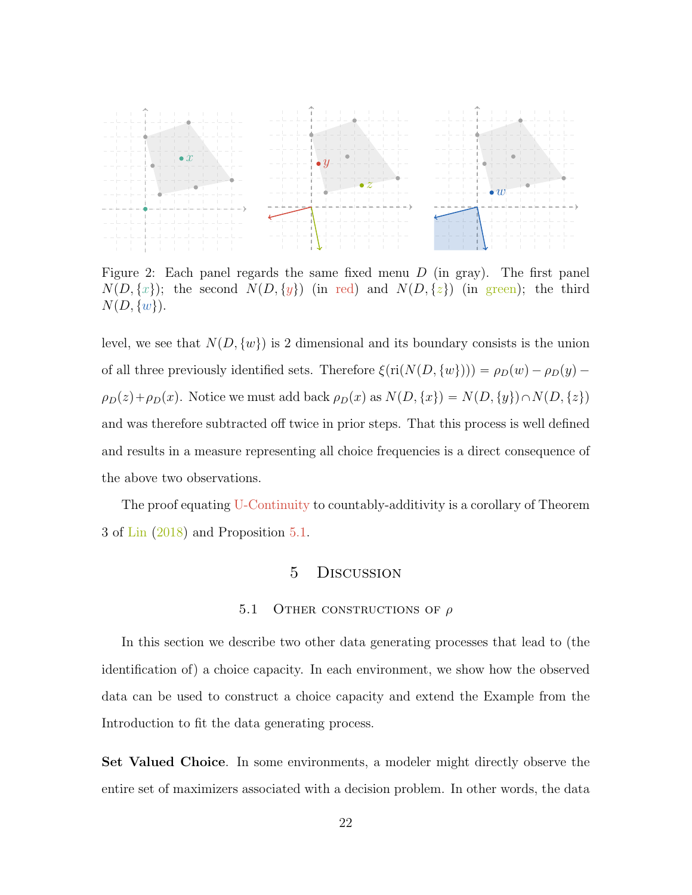Figure 2: Each panel regards the same fixed menu $D$ (in gray). The first panel $N(D,\{x\})$; the second $N(D,\{y\})$ (in red) and $N(D,\{z\})$ (in green); the third $N(D,\{w\})$.

level, we see that $N(D,\{w\})$ is 2 dimensional and its boundary consists is the union of all three previously identified sets. Therefore $\xi(\text{ri}(N(D,\{w\}))) = \rho_D(w) - \rho_D(y) - \rho_D(z) + \rho_D(x)$. Notice we must add back $\rho_D(x)$ as $N(D,\{x\}) = N(D,\{y\}) \cap N(D,\{z\})$ and was therefore subtracted off twice in prior steps. That this process is well defined and results in a measure representing all choice frequencies is a direct consequence of the above two observations.

The proof equating U-Continuity to countably-additivity is a corollary of Theorem 3 of Lin (2018) and Proposition 5.1.

# 5 Discussion

## 5.1 Other constructions of $\rho$

In this section we describe two other data generating processes that lead to (the identification of) a choice capacity. In each environment, we show how the observed data can be used to construct a choice capacity and extend the Example from the Introduction to fit the data generating process.

**Set Valued Choice**. In some environments, a modeler might directly observe the entire set of maximizers associated with a decision problem. In other words, the data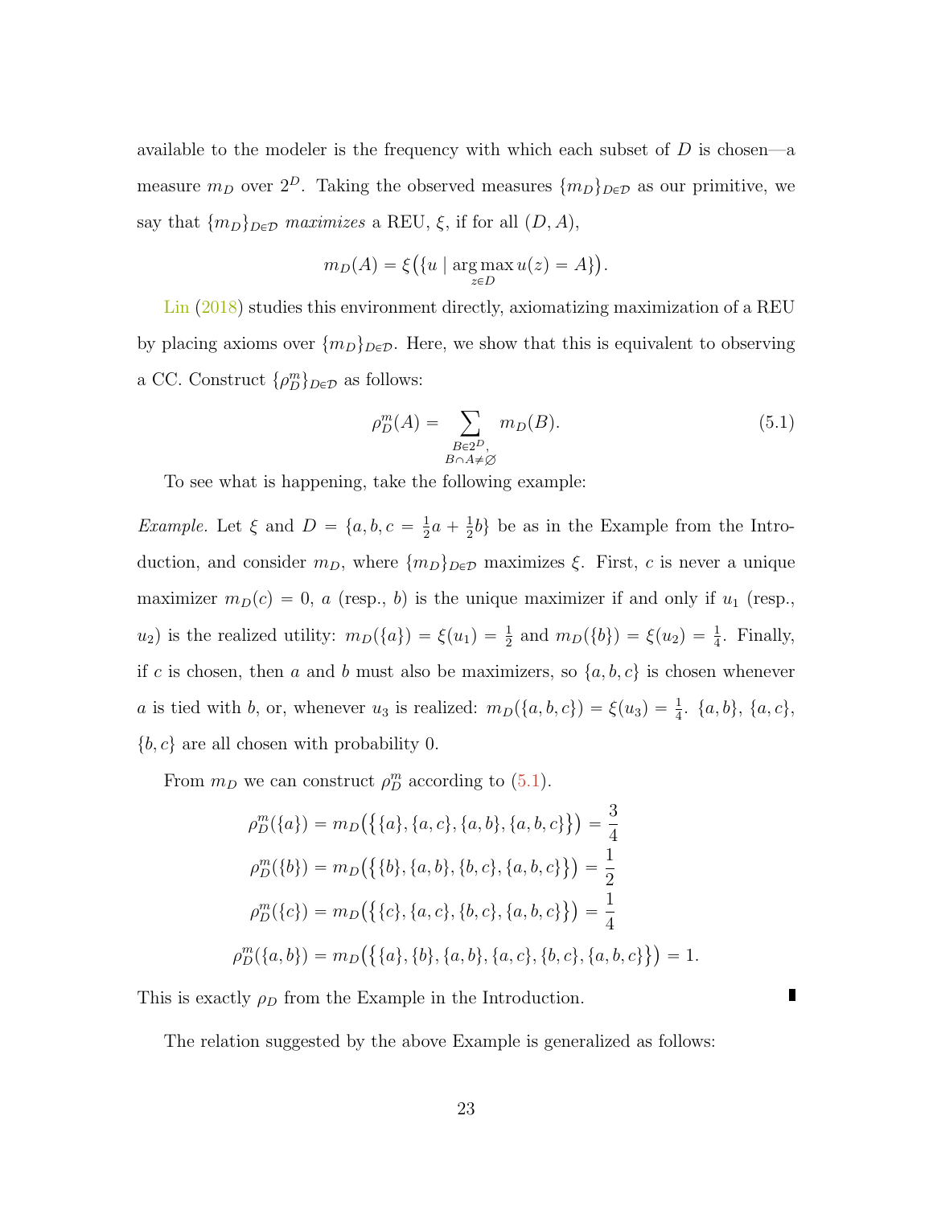available to the modeler is the frequency with which each subset of $D$ is chosen—a measure $m_D$ over $2^D$. Taking the observed measures $\{m_D\}_{D \in \mathcal{D}}$ as our primitive, we say that $\{m_D\}_{D \in \mathcal{D}}$ *maximizes* a REU, $\xi$, if for all $(D, A)$,

$$m_D(A) = \xi\big(\{u \mid \arg\max_{z \in D} u(z) = A\}\big).$$

Lin (2018) studies this environment directly, axiomatizing maximization of a REU by placing axioms over $\{m_D\}_{D \in \mathcal{D}}$. Here, we show that this is equivalent to observing a CC. Construct $\{\rho^m_D\}_{D \in \mathcal{D}}$ as follows:

$$\rho^m_D(A) = \sum_{\substack{B \in 2^D, \\ B \cap A \neq \varnothing}} m_D(B). \tag{5.1}$$

To see what is happening, take the following example:

*Example.* Let $\xi$ and $D = \{a, b, c = \frac{1}{2}a + \frac{1}{2}b\}$ be as in the Example from the Introduction, and consider $m_D$, where $\{m_D\}_{D \in \mathcal{D}}$ maximizes $\xi$. First, $c$ is never a unique maximizer $m_D(c) = 0$, $a$ (resp., $b$) is the unique maximizer if and only if $u_1$ (resp., $u_2$) is the realized utility: $m_D(\{a\}) = \xi(u_1) = \frac{1}{2}$ and $m_D(\{b\}) = \xi(u_2) = \frac{1}{4}$. Finally, if $c$ is chosen, then $a$ and $b$ must also be maximizers, so $\{a, b, c\}$ is chosen whenever $a$ is tied with $b$, or, whenever $u_3$ is realized: $m_D(\{a, b, c\}) = \xi(u_3) = \frac{1}{4}$. $\{a, b\}$, $\{a, c\}$, $\{b, c\}$ are all chosen with probability 0.

From $m_D$ we can construct $\rho^m_D$ according to (5.1).

$$\rho^m_D(\{a\}) = m_D\big(\big\{\{a\}, \{a, c\}, \{a, b\}, \{a, b, c\}\big\}\big) = \frac{3}{4}$$

$$\rho^m_D(\{b\}) = m_D\big(\big\{\{b\}, \{a, b\}, \{b, c\}, \{a, b, c\}\big\}\big) = \frac{1}{2}$$

$$\rho^m_D(\{c\}) = m_D\big(\big\{\{c\}, \{a, c\}, \{b, c\}, \{a, b, c\}\big\}\big) = \frac{1}{4}$$

$$\rho^m_D(\{a, b\}) = m_D\big(\big\{\{a\}, \{b\}, \{a, b\}, \{a, c\}, \{b, c\}, \{a, b, c\}\big\}\big) = 1.$$

This is exactly $\rho_D$ from the Example in the Introduction. ∎

The relation suggested by the above Example is generalized as follows: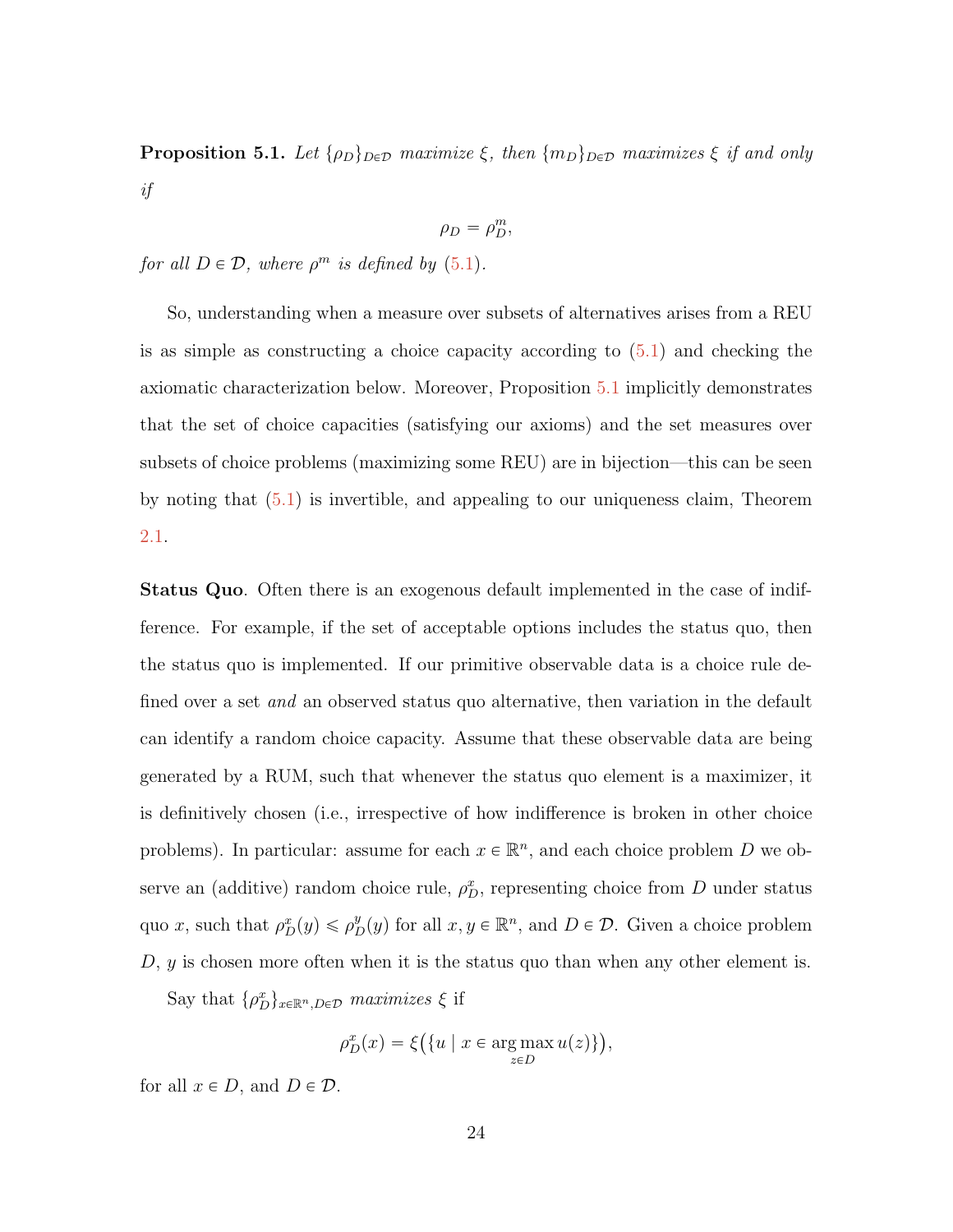**Proposition 5.1.** *Let $\{\rho_D\}_{D\in\mathcal{D}}$ maximize $\xi$, then $\{m_D\}_{D\in\mathcal{D}}$ maximizes $\xi$ if and only if*

$$\rho_D = \rho^m_D,$$

*for all $D \in \mathcal{D}$, where $\rho^m$ is defined by (5.1).*

So, understanding when a measure over subsets of alternatives arises from a REU is as simple as constructing a choice capacity according to (5.1) and checking the axiomatic characterization below. Moreover, Proposition 5.1 implicitly demonstrates that the set of choice capacities (satisfying our axioms) and the set measures over subsets of choice problems (maximizing some REU) are in bijection—this can be seen by noting that (5.1) is invertible, and appealing to our uniqueness claim, Theorem 2.1.

**Status Quo**. Often there is an exogenous default implemented in the case of indifference. For example, if the set of acceptable options includes the status quo, then the status quo is implemented. If our primitive observable data is a choice rule defined over a set *and* an observed status quo alternative, then variation in the default can identify a random choice capacity. Assume that these observable data are being generated by a RUM, such that whenever the status quo element is a maximizer, it is definitively chosen (i.e., irrespective of how indifference is broken in other choice problems). In particular: assume for each $x \in \mathbb{R}^n$, and each choice problem $D$ we observe an (additive) random choice rule, $\rho^x_D$, representing choice from $D$ under status quo $x$, such that $\rho^x_D(y) \leqslant \rho^y_D(y)$ for all $x, y \in \mathbb{R}^n$, and $D \in \mathcal{D}$. Given a choice problem $D$, $y$ is chosen more often when it is the status quo than when any other element is.

Say that $\{\rho^x_D\}_{x\in\mathbb{R}^n, D\in\mathcal{D}}$ *maximizes* $\xi$ if

$$\rho^x_D(x) = \xi\big(\{u \mid x \in \arg\max_{z\in D} u(z)\}\big),$$

for all $x \in D$, and $D \in \mathcal{D}$.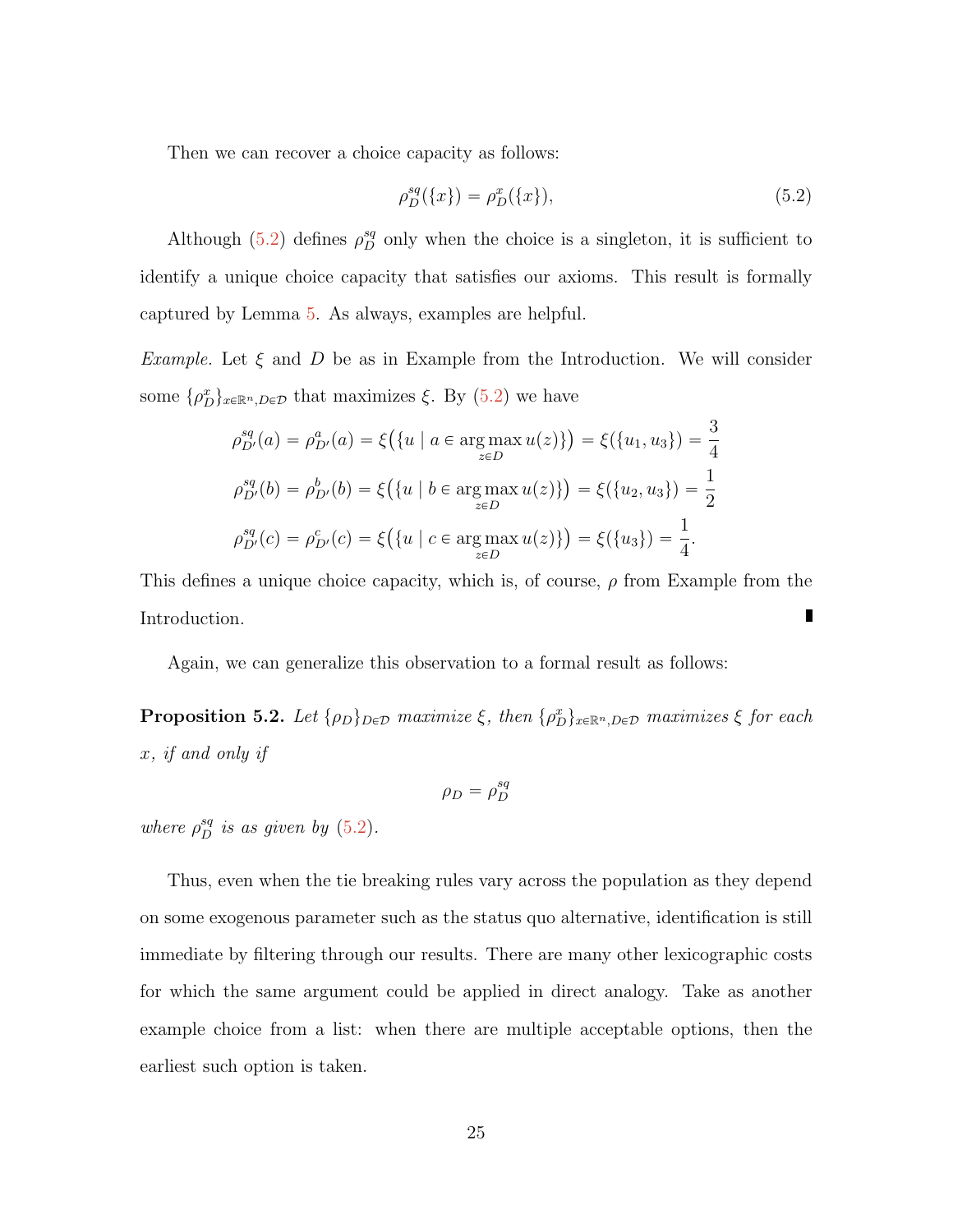Then we can recover a choice capacity as follows:

$$\rho_D^{sq}(\{x\}) = \rho_D^x(\{x\}), \tag{5.2}$$

Although (5.2) defines $\rho_D^{sq}$ only when the choice is a singleton, it is sufficient to identify a unique choice capacity that satisfies our axioms. This result is formally captured by Lemma 5. As always, examples are helpful.

*Example.* Let $\xi$ and $D$ be as in Example from the Introduction. We will consider some $\{\rho_D^x\}_{x\in\mathbb{R}^n, D\in\mathcal{D}}$ that maximizes $\xi$. By (5.2) we have

$$\rho_{D'}^{sq}(a) = \rho_{D'}^{a}(a) = \xi\big(\{u \mid a \in \arg\max_{z\in D} u(z)\}\big) = \xi(\{u_1, u_3\}) = \frac{3}{4}$$

$$\rho_{D'}^{sq}(b) = \rho_{D'}^{b}(b) = \xi\big(\{u \mid b \in \arg\max_{z\in D} u(z)\}\big) = \xi(\{u_2, u_3\}) = \frac{1}{2}$$

$$\rho_{D'}^{sq}(c) = \rho_{D'}^{c}(c) = \xi\big(\{u \mid c \in \arg\max_{z\in D} u(z)\}\big) = \xi(\{u_3\}) = \frac{1}{4}.$$

This defines a unique choice capacity, which is, of course, $\rho$ from Example from the Introduction. ∎

Again, we can generalize this observation to a formal result as follows:

**Proposition 5.2.** *Let $\{\rho_D\}_{D\in\mathcal{D}}$ maximize $\xi$, then $\{\rho_D^x\}_{x\in\mathbb{R}^n, D\in\mathcal{D}}$ maximizes $\xi$ for each $x$, if and only if*

$$\rho_D = \rho_D^{sq}$$

*where $\rho_D^{sq}$ is as given by (5.2).*

Thus, even when the tie breaking rules vary across the population as they depend on some exogenous parameter such as the status quo alternative, identification is still immediate by filtering through our results. There are many other lexicographic costs for which the same argument could be applied in direct analogy. Take as another example choice from a list: when there are multiple acceptable options, then the earliest such option is taken.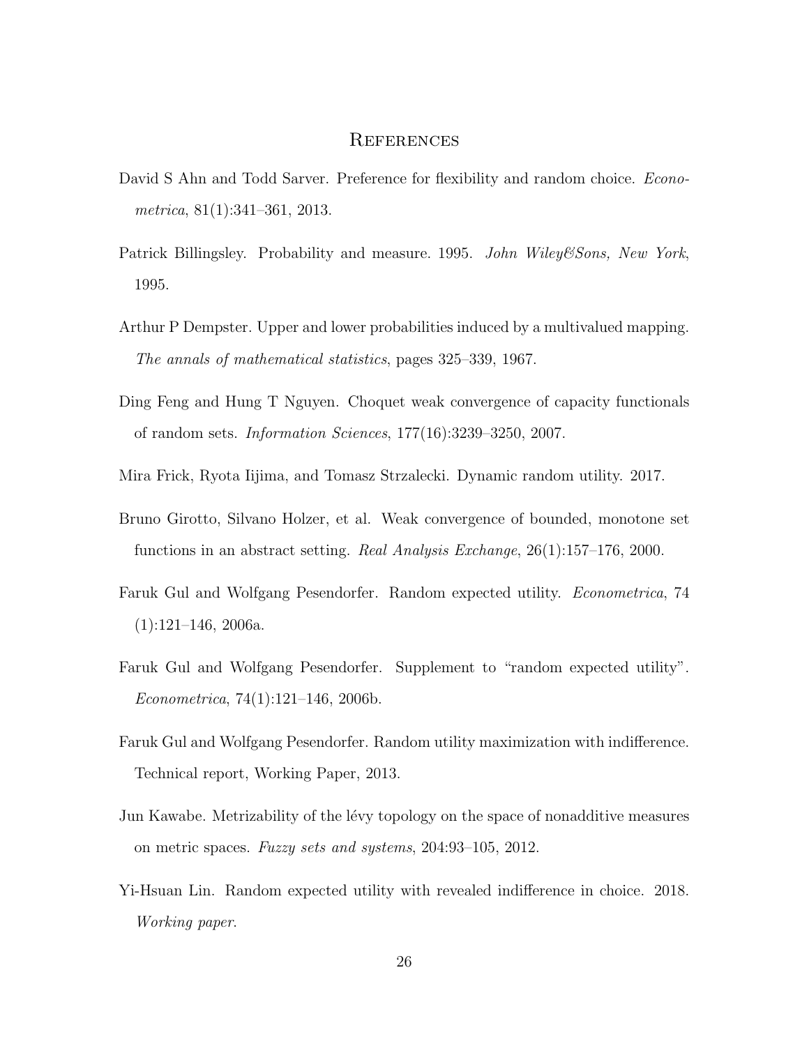# References

David S Ahn and Todd Sarver. Preference for flexibility and random choice. *Econometrica*, 81(1):341–361, 2013.

Patrick Billingsley. Probability and measure. 1995. *John Wiley&Sons, New York*, 1995.

Arthur P Dempster. Upper and lower probabilities induced by a multivalued mapping. *The annals of mathematical statistics*, pages 325–339, 1967.

Ding Feng and Hung T Nguyen. Choquet weak convergence of capacity functionals of random sets. *Information Sciences*, 177(16):3239–3250, 2007.

Mira Frick, Ryota Iijima, and Tomasz Strzalecki. Dynamic random utility. 2017.

Bruno Girotto, Silvano Holzer, et al. Weak convergence of bounded, monotone set functions in an abstract setting. *Real Analysis Exchange*, 26(1):157–176, 2000.

Faruk Gul and Wolfgang Pesendorfer. Random expected utility. *Econometrica*, 74 (1):121–146, 2006a.

Faruk Gul and Wolfgang Pesendorfer. Supplement to "random expected utility". *Econometrica*, 74(1):121–146, 2006b.

Faruk Gul and Wolfgang Pesendorfer. Random utility maximization with indifference. Technical report, Working Paper, 2013.

Jun Kawabe. Metrizability of the lévy topology on the space of nonadditive measures on metric spaces. *Fuzzy sets and systems*, 204:93–105, 2012.

Yi-Hsuan Lin. Random expected utility with revealed indifference in choice. 2018. *Working paper*.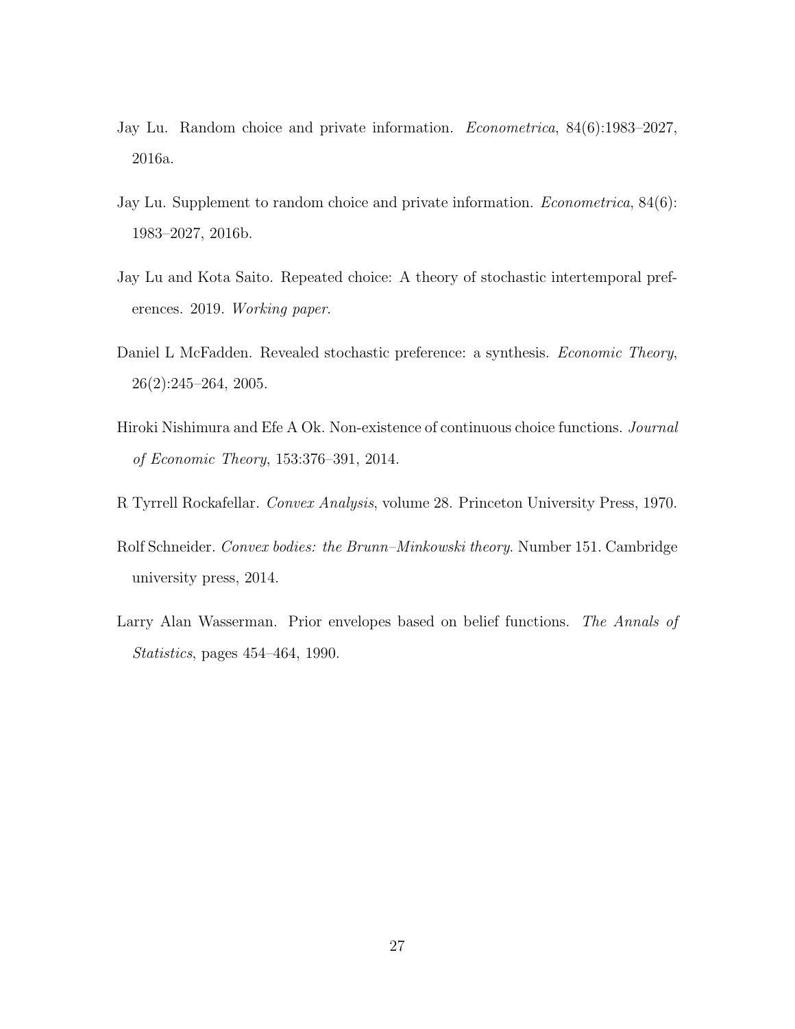Jay Lu. Random choice and private information. *Econometrica*, 84(6):1983–2027, 2016a.

Jay Lu. Supplement to random choice and private information. *Econometrica*, 84(6): 1983–2027, 2016b.

Jay Lu and Kota Saito. Repeated choice: A theory of stochastic intertemporal preferences. 2019. *Working paper*.

Daniel L McFadden. Revealed stochastic preference: a synthesis. *Economic Theory*, 26(2):245–264, 2005.

Hiroki Nishimura and Efe A Ok. Non-existence of continuous choice functions. *Journal of Economic Theory*, 153:376–391, 2014.

R Tyrrell Rockafellar. *Convex Analysis*, volume 28. Princeton University Press, 1970.

Rolf Schneider. *Convex bodies: the Brunn–Minkowski theory*. Number 151. Cambridge university press, 2014.

Larry Alan Wasserman. Prior envelopes based on belief functions. *The Annals of Statistics*, pages 454–464, 1990.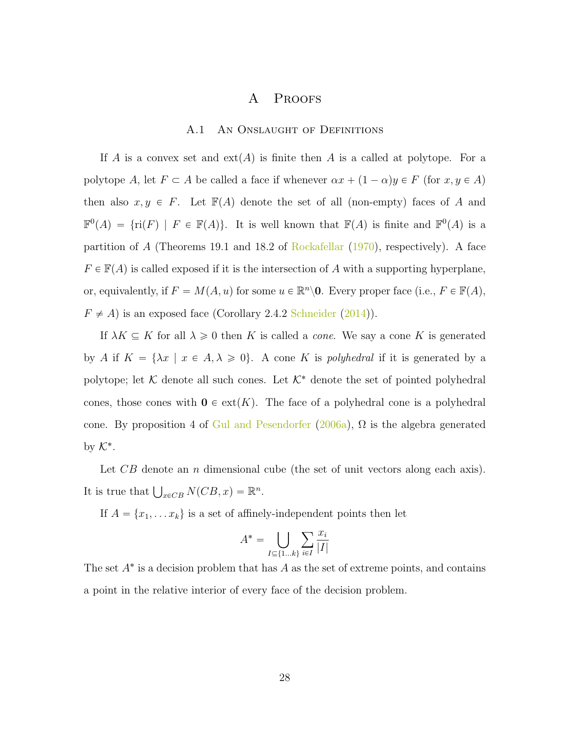# A Proofs

## A.1 An Onslaught of Definitions

If $A$ is a convex set and $\text{ext}(A)$ is finite then $A$ is a called at polytope. For a polytope $A$, let $F \subset A$ be called a face if whenever $\alpha x + (1-\alpha)y \in F$ (for $x, y \in A$) then also $x, y \in F$. Let $\mathbb{F}(A)$ denote the set of all (non-empty) faces of $A$ and $\mathbb{F}^0(A) = \{\text{ri}(F) \mid F \in \mathbb{F}(A)\}$. It is well known that $\mathbb{F}(A)$ is finite and $\mathbb{F}^0(A)$ is a partition of $A$ (Theorems 19.1 and 18.2 of Rockafellar (1970), respectively). A face $F \in \mathbb{F}(A)$ is called exposed if it is the intersection of $A$ with a supporting hyperplane, or, equivalently, if $F = M(A, u)$ for some $u \in \mathbb{R}^n \backslash \mathbf{0}$. Every proper face (i.e., $F \in \mathbb{F}(A)$, $F \neq A$) is an exposed face (Corollary 2.4.2 Schneider (2014)).

If $\lambda K \subseteq K$ for all $\lambda \geqslant 0$ then $K$ is called a *cone*. We say a cone $K$ is generated by $A$ if $K = \{\lambda x \mid x \in A, \lambda \geqslant 0\}$. A cone $K$ is *polyhedral* if it is generated by a polytope; let $\mathcal{K}$ denote all such cones. Let $\mathcal{K}^*$ denote the set of pointed polyhedral cones, those cones with $\mathbf{0} \in \text{ext}(K)$. The face of a polyhedral cone is a polyhedral cone. By proposition 4 of Gul and Pesendorfer (2006a), $\Omega$ is the algebra generated by $\mathcal{K}^*$.

Let $CB$ denote an $n$ dimensional cube (the set of unit vectors along each axis). It is true that $\bigcup_{x \in CB} N(CB, x) = \mathbb{R}^n$.

If $A = \{x_1, \dots x_k\}$ is a set of affinely-independent points then let

$$A^* = \bigcup_{I \subseteq \{1 \dots k\}} \sum_{i \in I} \frac{x_i}{|I|}$$

The set $A^*$ is a decision problem that has $A$ as the set of extreme points, and contains a point in the relative interior of every face of the decision problem.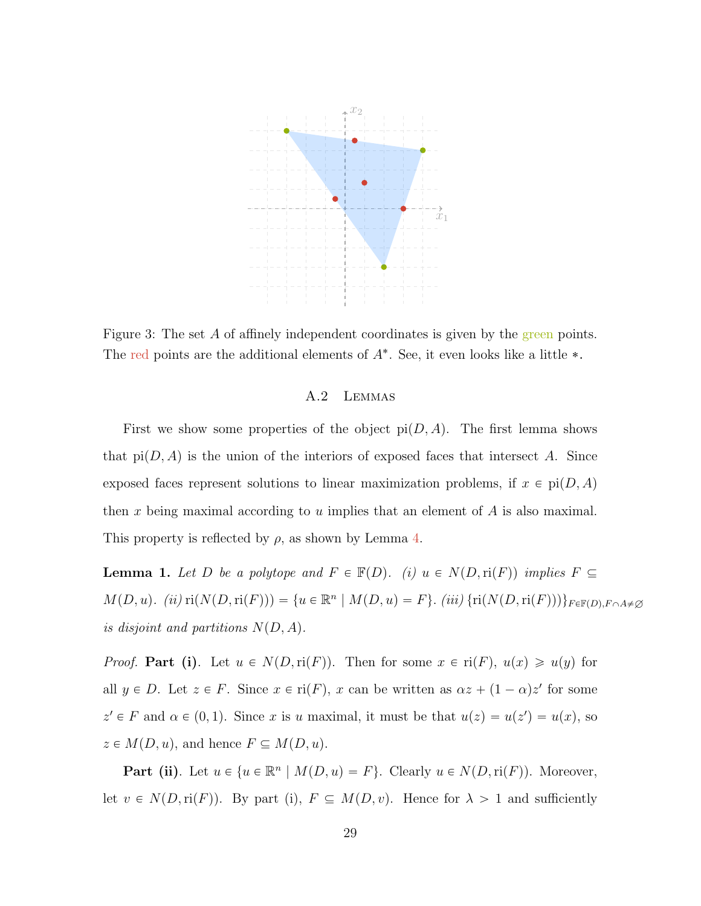Figure 3: The set $A$ of affinely independent coordinates is given by the green points. The red points are the additional elements of $A^*$. See, it even looks like a little $*$.

### A.2 Lemmas

First we show some properties of the object $\mathrm{pi}(D, A)$. The first lemma shows that $\mathrm{pi}(D, A)$ is the union of the interiors of exposed faces that intersect $A$. Since exposed faces represent solutions to linear maximization problems, if $x \in \mathrm{pi}(D, A)$ then $x$ being maximal according to $u$ implies that an element of $A$ is also maximal. This property is reflected by $\rho$, as shown by Lemma 4.

**Lemma 1.** *Let $D$ be a polytope and $F \in \mathbb{F}(D)$. (i) $u \in N(D, \mathrm{ri}(F))$ implies $F \subseteq M(D, u)$. (ii) $\mathrm{ri}(N(D, \mathrm{ri}(F))) = \{u \in \mathbb{R}^n \mid M(D, u) = F\}$. (iii) $\{\mathrm{ri}(N(D, \mathrm{ri}(F)))\}_{F \in \mathbb{F}(D), F \cap A \neq \varnothing}$ is disjoint and partitions $N(D, A)$.*

*Proof.* **Part (i)**. Let $u \in N(D, \mathrm{ri}(F))$. Then for some $x \in \mathrm{ri}(F)$, $u(x) \geqslant u(y)$ for all $y \in D$. Let $z \in F$. Since $x \in \mathrm{ri}(F)$, $x$ can be written as $\alpha z + (1 - \alpha)z'$ for some $z' \in F$ and $\alpha \in (0, 1)$. Since $x$ is $u$ maximal, it must be that $u(z) = u(z') = u(x)$, so $z \in M(D, u)$, and hence $F \subseteq M(D, u)$.

**Part (ii)**. Let $u \in \{u \in \mathbb{R}^n \mid M(D, u) = F\}$. Clearly $u \in N(D, \mathrm{ri}(F))$. Moreover, let $v \in N(D, \mathrm{ri}(F))$. By part (i), $F \subseteq M(D, v)$. Hence for $\lambda > 1$ and sufficiently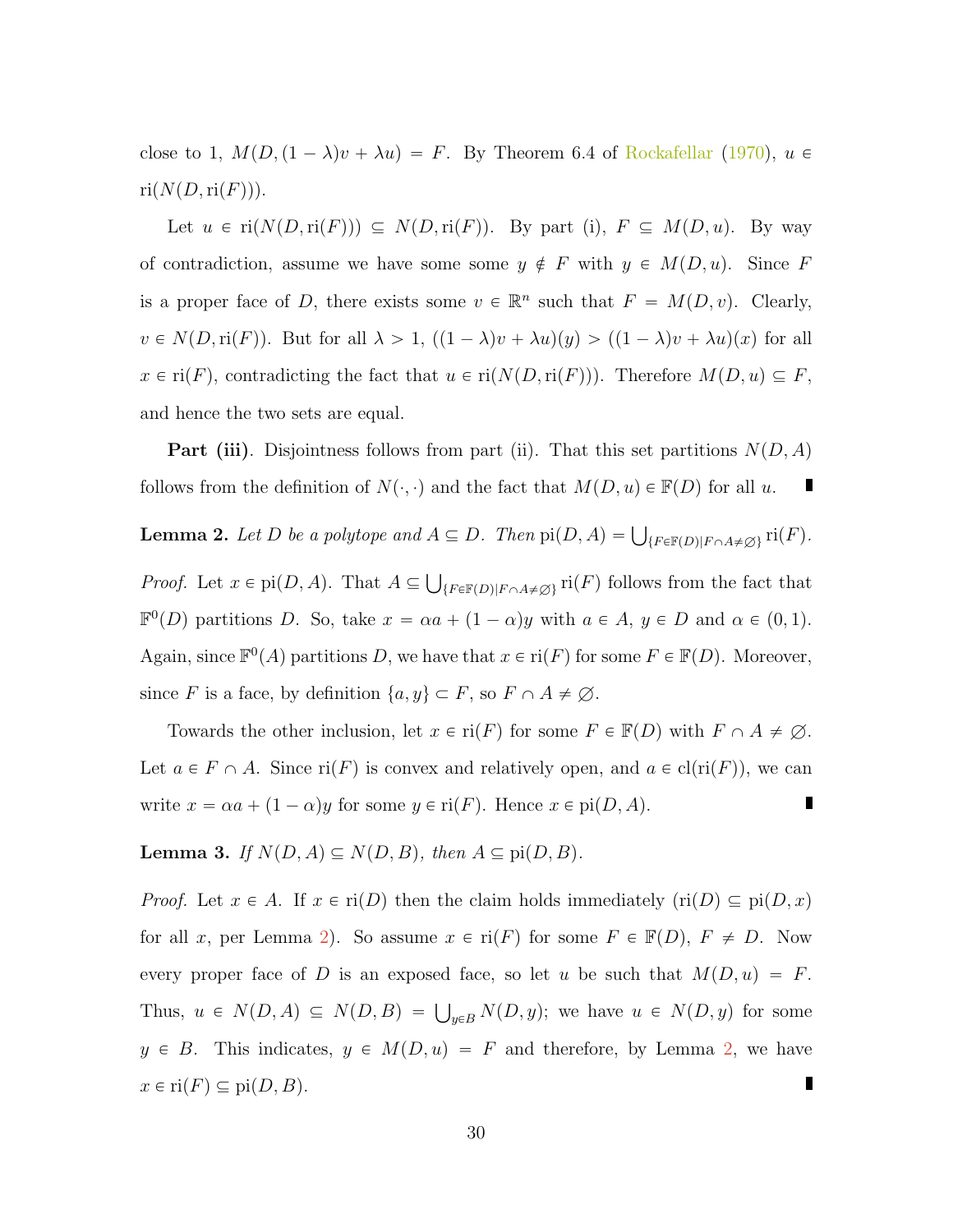close to 1, $M(D,(1-\lambda)v+\lambda u)=F$. By Theorem 6.4 of Rockafellar (1970), $u \in \text{ri}(N(D,\text{ri}(F)))$.

Let $u \in \text{ri}(N(D,\text{ri}(F))) \subseteq N(D,\text{ri}(F))$. By part (i), $F \subseteq M(D,u)$. By way of contradiction, assume we have some some $y \notin F$ with $y \in M(D,u)$. Since $F$ is a proper face of $D$, there exists some $v \in \mathbb{R}^n$ such that $F = M(D,v)$. Clearly, $v \in N(D,\text{ri}(F))$. But for all $\lambda > 1$, $((1-\lambda)v+\lambda u)(y) > ((1-\lambda)v+\lambda u)(x)$ for all $x \in \text{ri}(F)$, contradicting the fact that $u \in \text{ri}(N(D,\text{ri}(F)))$. Therefore $M(D,u) \subseteq F$, and hence the two sets are equal.

**Part (iii)**. Disjointness follows from part (ii). That this set partitions $N(D,A)$ follows from the definition of $N(\cdot,\cdot)$ and the fact that $M(D,u) \in \mathbb{F}(D)$ for all $u$. ∎

**Lemma 2.** *Let $D$ be a polytope and $A \subseteq D$. Then* $\text{pi}(D,A) = \bigcup_{\{F \in \mathbb{F}(D) | F \cap A \neq \varnothing\}} \text{ri}(F)$.

*Proof.* Let $x \in \text{pi}(D,A)$. That $A \subseteq \bigcup_{\{F \in \mathbb{F}(D) | F \cap A \neq \varnothing\}} \text{ri}(F)$ follows from the fact that $\mathbb{F}^0(D)$ partitions $D$. So, take $x = \alpha a + (1-\alpha)y$ with $a \in A$, $y \in D$ and $\alpha \in (0,1)$. Again, since $\mathbb{F}^0(A)$ partitions $D$, we have that $x \in \text{ri}(F)$ for some $F \in \mathbb{F}(D)$. Moreover, since $F$ is a face, by definition $\{a,y\} \subset F$, so $F \cap A \neq \varnothing$.

Towards the other inclusion, let $x \in \text{ri}(F)$ for some $F \in \mathbb{F}(D)$ with $F \cap A \neq \varnothing$. Let $a \in F \cap A$. Since $\text{ri}(F)$ is convex and relatively open, and $a \in \text{cl}(\text{ri}(F))$, we can write $x = \alpha a + (1-\alpha)y$ for some $y \in \text{ri}(F)$. Hence $x \in \text{pi}(D,A)$. ∎

**Lemma 3.** *If $N(D,A) \subseteq N(D,B)$, then $A \subseteq \text{pi}(D,B)$.*

*Proof.* Let $x \in A$. If $x \in \text{ri}(D)$ then the claim holds immediately ($\text{ri}(D) \subseteq \text{pi}(D,x)$ for all $x$, per Lemma 2). So assume $x \in \text{ri}(F)$ for some $F \in \mathbb{F}(D)$, $F \neq D$. Now every proper face of $D$ is an exposed face, so let $u$ be such that $M(D,u) = F$. Thus, $u \in N(D,A) \subseteq N(D,B) = \bigcup_{y \in B} N(D,y)$; we have $u \in N(D,y)$ for some $y \in B$. This indicates, $y \in M(D,u) = F$ and therefore, by Lemma 2, we have $x \in \text{ri}(F) \subseteq \text{pi}(D,B)$. ∎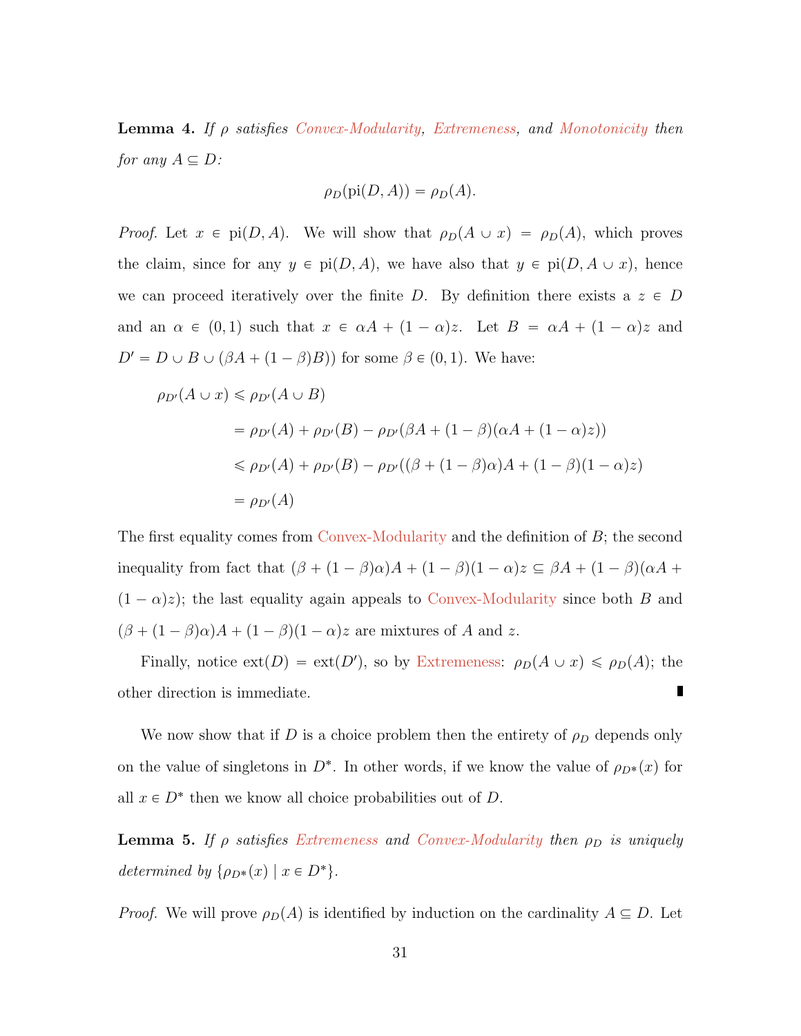**Lemma 4.** *If $\rho$ satisfies Convex-Modularity, Extremeness, and Monotonicity then for any $A \subseteq D$:*

$$\rho_D(\mathrm{pi}(D, A)) = \rho_D(A).$$

*Proof.* Let $x \in \mathrm{pi}(D, A)$. We will show that $\rho_D(A \cup x) = \rho_D(A)$, which proves the claim, since for any $y \in \mathrm{pi}(D, A)$, we have also that $y \in \mathrm{pi}(D, A \cup x)$, hence we can proceed iteratively over the finite $D$. By definition there exists a $z \in D$ and an $\alpha \in (0, 1)$ such that $x \in \alpha A + (1 - \alpha)z$. Let $B = \alpha A + (1 - \alpha)z$ and $D' = D \cup B \cup (\beta A + (1 - \beta)B))$ for some $\beta \in (0, 1)$. We have:

$$
\begin{aligned}
\rho_{D'}(A \cup x) &\leqslant \rho_{D'}(A \cup B) \\
&= \rho_{D'}(A) + \rho_{D'}(B) - \rho_{D'}(\beta A + (1 - \beta)(\alpha A + (1 - \alpha)z)) \\
&\leqslant \rho_{D'}(A) + \rho_{D'}(B) - \rho_{D'}((\beta + (1 - \beta)\alpha)A + (1 - \beta)(1 - \alpha)z) \\
&= \rho_{D'}(A)
\end{aligned}
$$

The first equality comes from Convex-Modularity and the definition of $B$; the second inequality from fact that $(\beta + (1 - \beta)\alpha)A + (1 - \beta)(1 - \alpha)z \subseteq \beta A + (1 - \beta)(\alpha A + (1 - \alpha)z)$; the last equality again appeals to Convex-Modularity since both $B$ and $(\beta + (1 - \beta)\alpha)A + (1 - \beta)(1 - \alpha)z$ are mixtures of $A$ and $z$.

Finally, notice $\mathrm{ext}(D) = \mathrm{ext}(D')$, so by Extremeness: $\rho_D(A \cup x) \leqslant \rho_D(A)$; the other direction is immediate. ∎

We now show that if $D$ is a choice problem then the entirety of $\rho_D$ depends only on the value of singletons in $D^*$. In other words, if we know the value of $\rho_{D*}(x)$ for all $x \in D^*$ then we know all choice probabilities out of $D$.

**Lemma 5.** *If $\rho$ satisfies Extremeness and Convex-Modularity then $\rho_D$ is uniquely determined by $\{\rho_{D*}(x) \mid x \in D^*\}$.*

*Proof.* We will prove $\rho_D(A)$ is identified by induction on the cardinality $A \subseteq D$. Let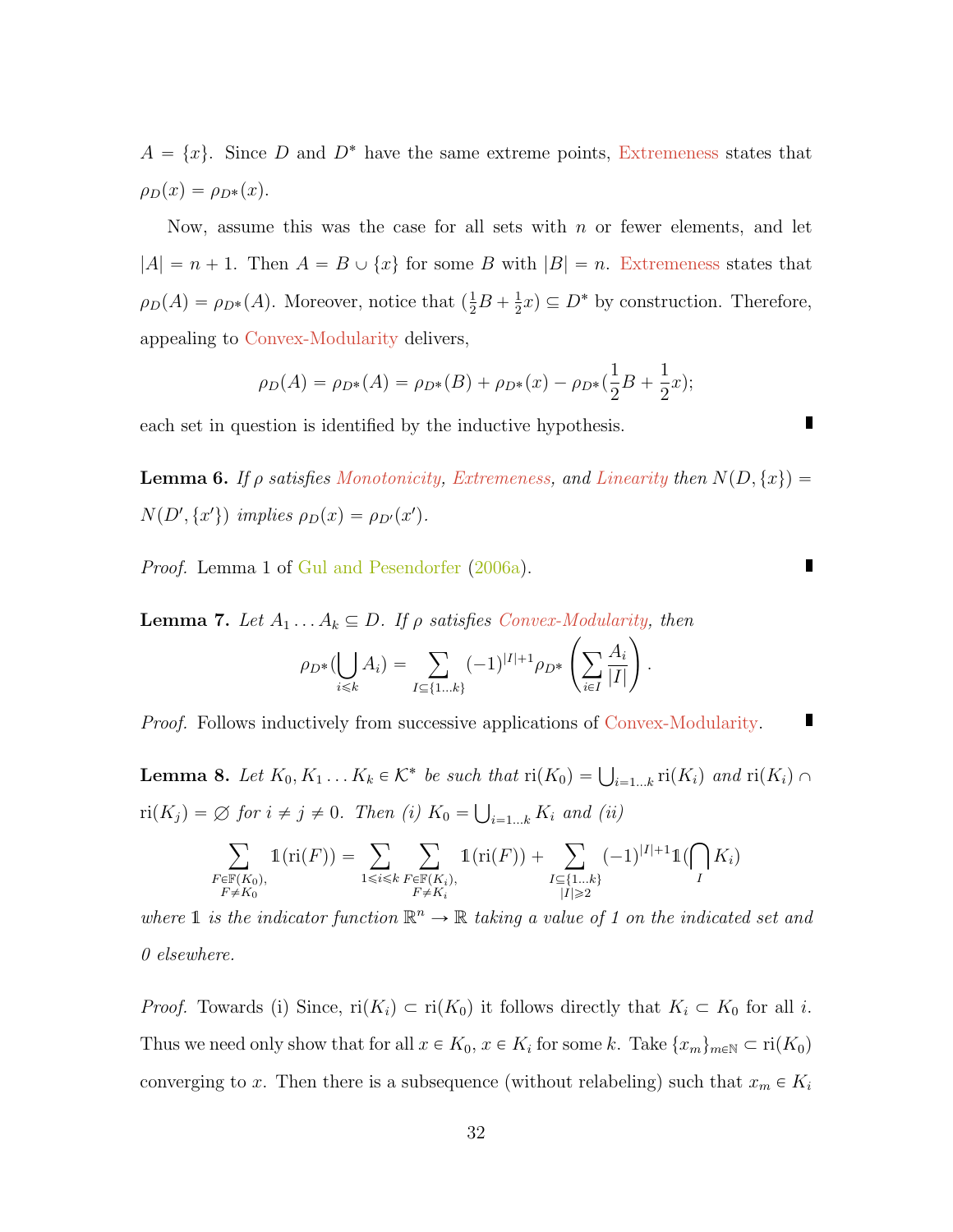$A = \{x\}$. Since $D$ and $D^*$ have the same extreme points, Extremeness states that $\rho_D(x) = \rho_{D^*}(x)$.

Now, assume this was the case for all sets with $n$ or fewer elements, and let $|A| = n+1$. Then $A = B \cup \{x\}$ for some $B$ with $|B| = n$. Extremeness states that $\rho_D(A) = \rho_{D^*}(A)$. Moreover, notice that $(\frac{1}{2}B + \frac{1}{2}x) \subseteq D^*$ by construction. Therefore, appealing to Convex-Modularity delivers,

$$\rho_D(A) = \rho_{D^*}(A) = \rho_{D^*}(B) + \rho_{D^*}(x) - \rho_{D^*}(\frac{1}{2}B + \frac{1}{2}x);$$

each set in question is identified by the inductive hypothesis. ∎

**Lemma 6.** *If $\rho$ satisfies Monotonicity, Extremeness, and Linearity then $N(D, \{x\}) = N(D', \{x'\})$ implies $\rho_D(x) = \rho_{D'}(x')$.*

*Proof.* Lemma 1 of Gul and Pesendorfer (2006a). ∎

**Lemma 7.** *Let $A_1 \dots A_k \subseteq D$. If $\rho$ satisfies Convex-Modularity, then*

$$\rho_{D^*}(\bigcup_{i \leqslant k} A_i) = \sum_{I \subseteq \{1\dots k\}} (-1)^{|I|+1} \rho_{D^*}\left(\sum_{i \in I} \frac{A_i}{|I|}\right).$$

*Proof.* Follows inductively from successive applications of Convex-Modularity. ∎

**Lemma 8.** *Let $K_0, K_1 \dots K_k \in \mathcal{K}^*$ be such that $\text{ri}(K_0) = \bigcup_{i=1\dots k} \text{ri}(K_i)$ and $\text{ri}(K_i) \cap \text{ri}(K_j) = \varnothing$ for $i \neq j \neq 0$. Then (i) $K_0 = \bigcup_{i=1\dots k} K_i$ and (ii)*

$$\sum_{\substack{F \in \mathbb{F}(K_0), \\ F \neq K_0}} \mathbb{1}(\text{ri}(F)) = \sum_{1 \leqslant i \leqslant k} \sum_{\substack{F \in \mathbb{F}(K_i), \\ F \neq K_i}} \mathbb{1}(\text{ri}(F)) + \sum_{\substack{I \subseteq \{1\dots k\} \\ |I| \geqslant 2}} (-1)^{|I|+1} \mathbb{1}(\bigcap_I K_i)$$

*where $\mathbb{1}$ is the indicator function $\mathbb{R}^n \to \mathbb{R}$ taking a value of 1 on the indicated set and 0 elsewhere.*

*Proof.* Towards (i) Since, $\text{ri}(K_i) \subset \text{ri}(K_0)$ it follows directly that $K_i \subset K_0$ for all $i$. Thus we need only show that for all $x \in K_0$, $x \in K_i$ for some $k$. Take $\{x_m\}_{m \in \mathbb{N}} \subset \text{ri}(K_0)$ converging to $x$. Then there is a subsequence (without relabeling) such that $x_m \in K_i$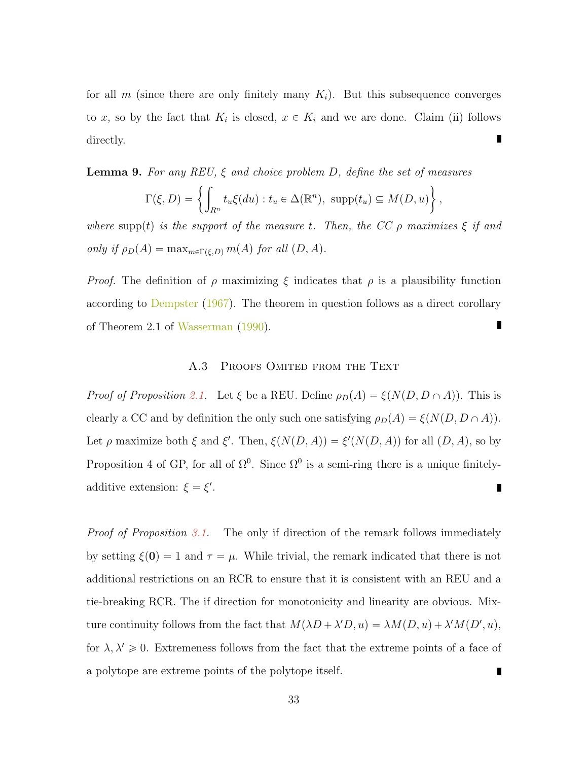for all $m$ (since there are only finitely many $K_i$). But this subsequence converges to $x$, so by the fact that $K_i$ is closed, $x \in K_i$ and we are done. Claim (ii) follows directly. ∎

**Lemma 9.** *For any REU, $\xi$ and choice problem $D$, define the set of measures*

$$\Gamma(\xi, D) = \left\{ \int_{R^n} t_u \xi(du) : t_u \in \Delta(\mathbb{R}^n),\ \text{supp}(t_u) \subseteq M(D, u) \right\},$$

*where $\text{supp}(t)$ is the support of the measure $t$. Then, the CC $\rho$ maximizes $\xi$ if and only if $\rho_D(A) = \max_{m \in \Gamma(\xi, D)} m(A)$ for all $(D, A)$.*

*Proof.* The definition of $\rho$ maximizing $\xi$ indicates that $\rho$ is a plausibility function according to Dempster (1967). The theorem in question follows as a direct corollary of Theorem 2.1 of Wasserman (1990). ∎

### A.3 Proofs Omited from the Text

*Proof of Proposition 2.1.* Let $\xi$ be a REU. Define $\rho_D(A) = \xi(N(D, D \cap A))$. This is clearly a CC and by definition the only such one satisfying $\rho_D(A) = \xi(N(D, D \cap A))$. Let $\rho$ maximize both $\xi$ and $\xi'$. Then, $\xi(N(D, A)) = \xi'(N(D, A))$ for all $(D, A)$, so by Proposition 4 of GP, for all of $\Omega^0$. Since $\Omega^0$ is a semi-ring there is a unique finitely-additive extension: $\xi = \xi'$. ∎

*Proof of Proposition 3.1.* The only if direction of the remark follows immediately by setting $\xi(\mathbf{0}) = 1$ and $\tau = \mu$. While trivial, the remark indicated that there is not additional restrictions on an RCR to ensure that it is consistent with an REU and a tie-breaking RCR. The if direction for monotonicity and linearity are obvious. Mixture continuity follows from the fact that $M(\lambda D + \lambda' D, u) = \lambda M(D, u) + \lambda' M(D', u)$, for $\lambda, \lambda' \geqslant 0$. Extremeness follows from the fact that the extreme points of a face of a polytope are extreme points of the polytope itself. ∎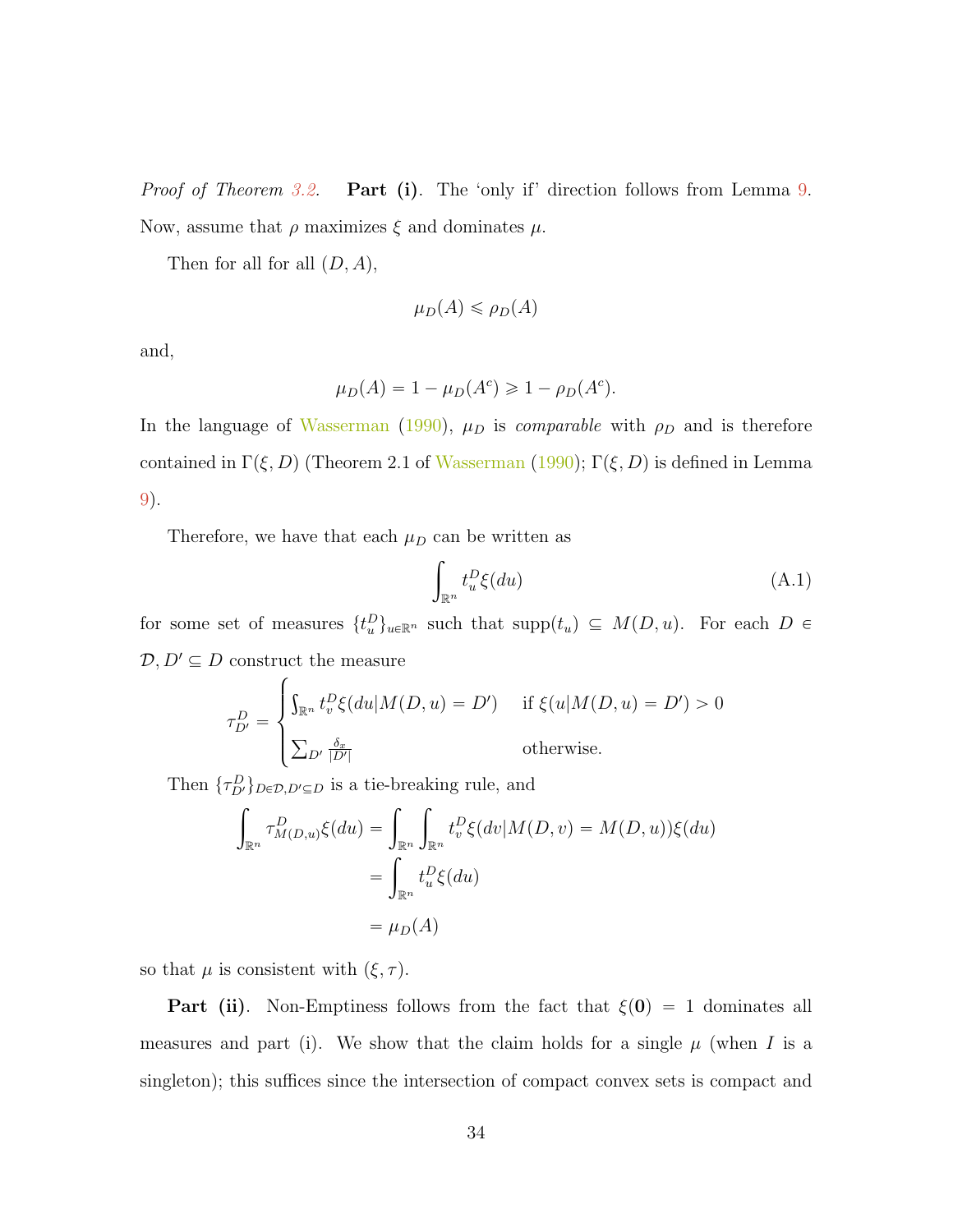*Proof of Theorem 3.2.* **Part (i)**. The 'only if' direction follows from Lemma 9. Now, assume that $\rho$ maximizes $\xi$ and dominates $\mu$.

Then for all for all $(D, A)$,

$$\mu_D(A) \leqslant \rho_D(A)$$

and,

$$\mu_D(A) = 1 - \mu_D(A^c) \geqslant 1 - \rho_D(A^c).$$

In the language of Wasserman (1990), $\mu_D$ is *comparable* with $\rho_D$ and is therefore contained in $\Gamma(\xi, D)$ (Theorem 2.1 of Wasserman (1990); $\Gamma(\xi, D)$ is defined in Lemma 9).

Therefore, we have that each $\mu_D$ can be written as

$$\int_{\mathbb{R}^n} t_u^D \xi(du) \tag{A.1}$$

for some set of measures $\{t_u^D\}_{u \in \mathbb{R}^n}$ such that $\text{supp}(t_u) \subseteq M(D, u)$. For each $D \in \mathcal{D}, D' \subseteq D$ construct the measure

$$\tau_{D'}^D = \begin{cases} \int_{\mathbb{R}^n} t_v^D \xi(du | M(D, u) = D') & \text{if } \xi(u | M(D, u) = D') > 0 \\ \sum_{D'} \frac{\delta_x}{|D'|} & \text{otherwise.} \end{cases}$$

Then $\{\tau_{D'}^D\}_{D \in \mathcal{D}, D' \subseteq D}$ is a tie-breaking rule, and

$$\begin{aligned} \int_{\mathbb{R}^n} \tau_{M(D,u)}^D \xi(du) &= \int_{\mathbb{R}^n} \int_{\mathbb{R}^n} t_v^D \xi(dv | M(D, v) = M(D, u)) \xi(du) \\ &= \int_{\mathbb{R}^n} t_u^D \xi(du) \\ &= \mu_D(A) \end{aligned}$$

so that $\mu$ is consistent with $(\xi, \tau)$.

**Part (ii)**. Non-Emptiness follows from the fact that $\xi(\mathbf{0}) = 1$ dominates all measures and part (i). We show that the claim holds for a single $\mu$ (when $I$ is a singleton); this suffices since the intersection of compact convex sets is compact and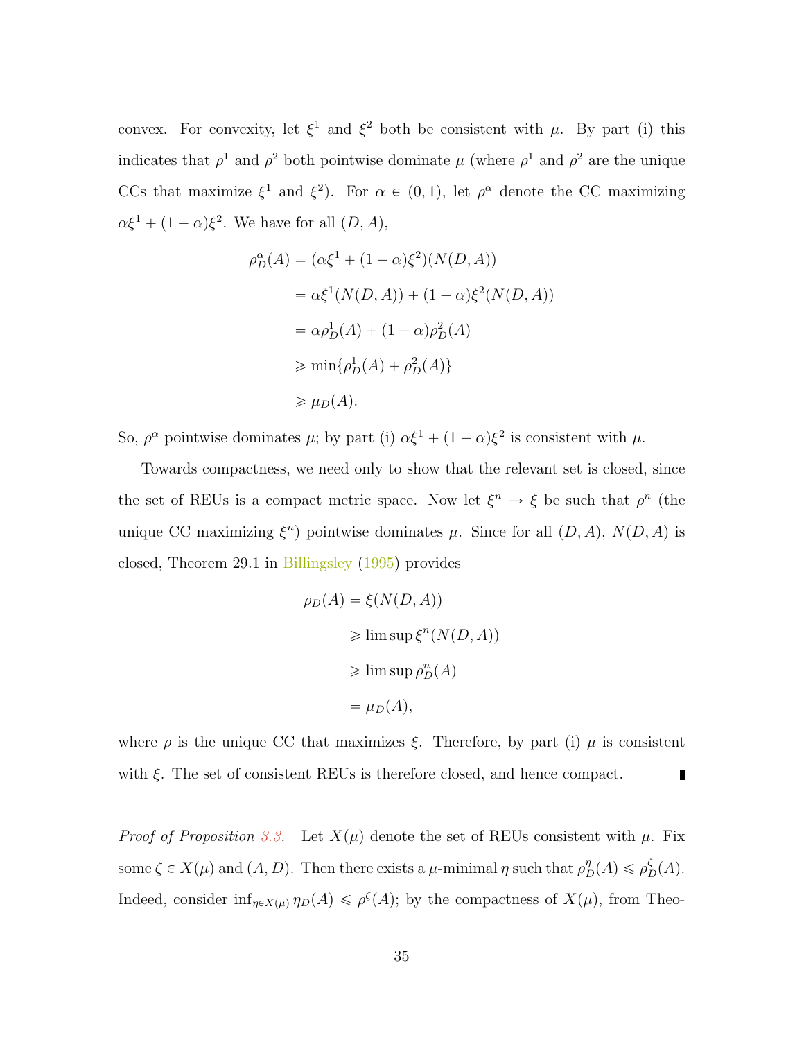convex. For convexity, let $\xi^1$ and $\xi^2$ both be consistent with $\mu$. By part (i) this indicates that $\rho^1$ and $\rho^2$ both pointwise dominate $\mu$ (where $\rho^1$ and $\rho^2$ are the unique CCs that maximize $\xi^1$ and $\xi^2$). For $\alpha \in (0,1)$, let $\rho^\alpha$ denote the CC maximizing $\alpha\xi^1 + (1-\alpha)\xi^2$. We have for all $(D, A)$,

$$
\begin{aligned}
\rho^\alpha_D(A) &= (\alpha\xi^1 + (1-\alpha)\xi^2)(N(D,A)) \\
&= \alpha\xi^1(N(D,A)) + (1-\alpha)\xi^2(N(D,A)) \\
&= \alpha\rho^1_D(A) + (1-\alpha)\rho^2_D(A) \\
&\geqslant \min\{\rho^1_D(A) + \rho^2_D(A)\} \\
&\geqslant \mu_D(A).
\end{aligned}
$$

So, $\rho^\alpha$ pointwise dominates $\mu$; by part (i) $\alpha\xi^1 + (1-\alpha)\xi^2$ is consistent with $\mu$.

Towards compactness, we need only to show that the relevant set is closed, since the set of REUs is a compact metric space. Now let $\xi^n \to \xi$ be such that $\rho^n$ (the unique CC maximizing $\xi^n$) pointwise dominates $\mu$. Since for all $(D, A)$, $N(D, A)$ is closed, Theorem 29.1 in Billingsley (1995) provides

$$
\begin{aligned}
\rho_D(A) &= \xi(N(D,A)) \\
&\geqslant \limsup \xi^n(N(D,A)) \\
&\geqslant \limsup \rho^n_D(A) \\
&= \mu_D(A),
\end{aligned}
$$

where $\rho$ is the unique CC that maximizes $\xi$. Therefore, by part (i) $\mu$ is consistent with $\xi$. The set of consistent REUs is therefore closed, and hence compact. ∎

*Proof of Proposition 3.3.* Let $X(\mu)$ denote the set of REUs consistent with $\mu$. Fix some $\zeta \in X(\mu)$ and $(A, D)$. Then there exists a $\mu$-minimal $\eta$ such that $\rho^\eta_D(A) \leqslant \rho^\zeta_D(A)$. Indeed, consider $\inf_{\eta \in X(\mu)} \eta_D(A) \leqslant \rho^\zeta(A)$; by the compactness of $X(\mu)$, from Theo-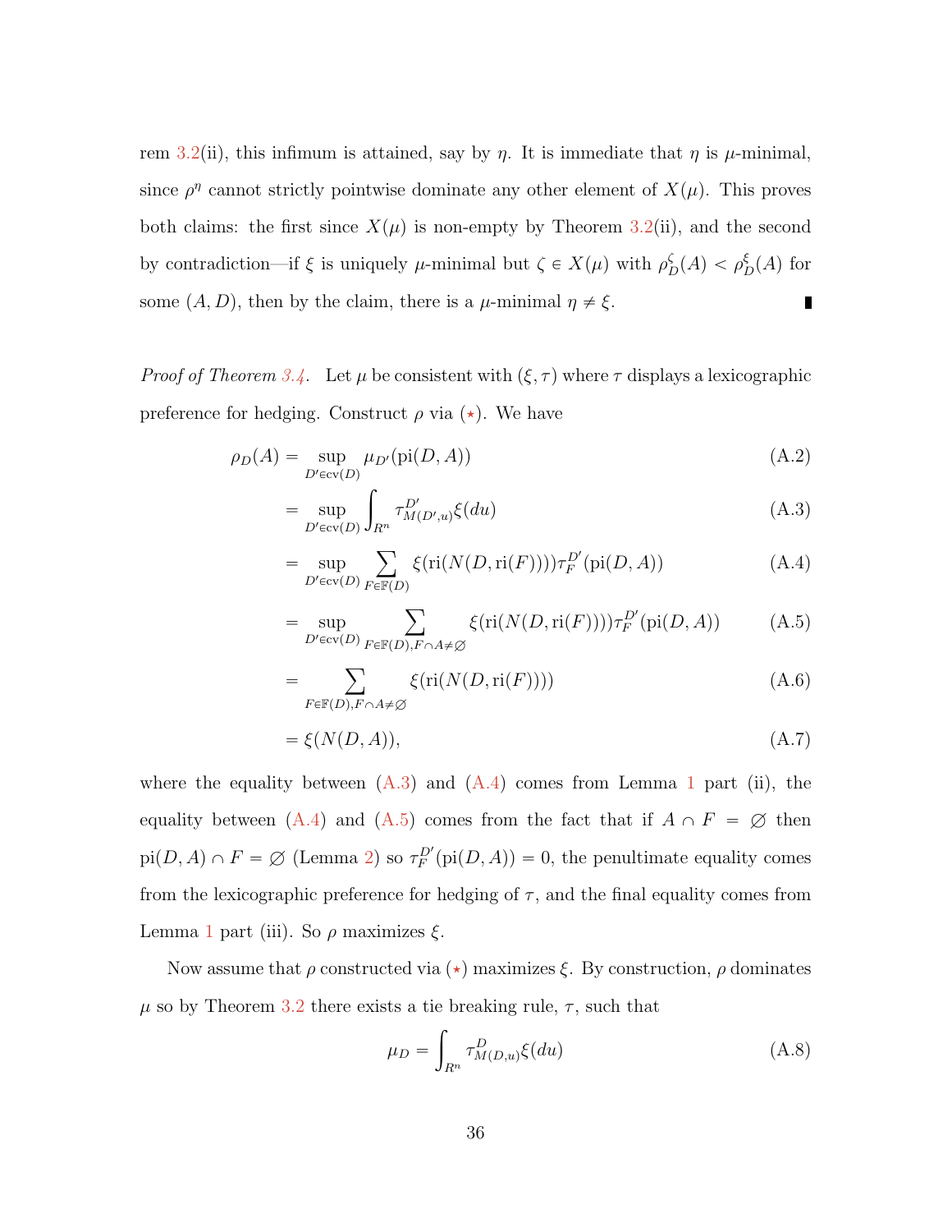rem 3.2(ii), this infimum is attained, say by $\eta$. It is immediate that $\eta$ is $\mu$-minimal, since $\rho^\eta$ cannot strictly pointwise dominate any other element of $X(\mu)$. This proves both claims: the first since $X(\mu)$ is non-empty by Theorem 3.2(ii), and the second by contradiction—if $\xi$ is uniquely $\mu$-minimal but $\zeta \in X(\mu)$ with $\rho^\zeta_D(A) < \rho^\xi_D(A)$ for some $(A, D)$, then by the claim, there is a $\mu$-minimal $\eta \neq \xi$. ∎

*Proof of Theorem 3.4.* Let $\mu$ be consistent with $(\xi, \tau)$ where $\tau$ displays a lexicographic preference for hedging. Construct $\rho$ via $(\star)$. We have

$$\rho_D(A) = \sup_{D' \in \text{cv}(D)} \mu_{D'}(\text{pi}(D, A)) \tag{A.2}$$

$$= \sup_{D' \in \text{cv}(D)} \int_{R^n} \tau^{D'}_{M(D',u)} \xi(du) \tag{A.3}$$

$$= \sup_{D' \in \text{cv}(D)} \sum_{F \in \mathbb{F}(D)} \xi(\text{ri}(N(D, \text{ri}(F)))) \tau^{D'}_F(\text{pi}(D, A)) \tag{A.4}$$

$$= \sup_{D' \in \text{cv}(D)} \sum_{F \in \mathbb{F}(D), F \cap A \neq \varnothing} \xi(\text{ri}(N(D, \text{ri}(F)))) \tau^{D'}_F(\text{pi}(D, A)) \tag{A.5}$$

$$= \sum_{F \in \mathbb{F}(D), F \cap A \neq \varnothing} \xi(\text{ri}(N(D, \text{ri}(F)))) \tag{A.6}$$

$$= \xi(N(D, A)), \tag{A.7}$$

where the equality between (A.3) and (A.4) comes from Lemma 1 part (ii), the equality between (A.4) and (A.5) comes from the fact that if $A \cap F = \varnothing$ then $\text{pi}(D, A) \cap F = \varnothing$ (Lemma 2) so $\tau^{D'}_F(\text{pi}(D, A)) = 0$, the penultimate equality comes from the lexicographic preference for hedging of $\tau$, and the final equality comes from Lemma 1 part (iii). So $\rho$ maximizes $\xi$.

Now assume that $\rho$ constructed via $(\star)$ maximizes $\xi$. By construction, $\rho$ dominates $\mu$ so by Theorem 3.2 there exists a tie breaking rule, $\tau$, such that

$$\mu_D = \int_{R^n} \tau^D_{M(D,u)} \xi(du) \tag{A.8}$$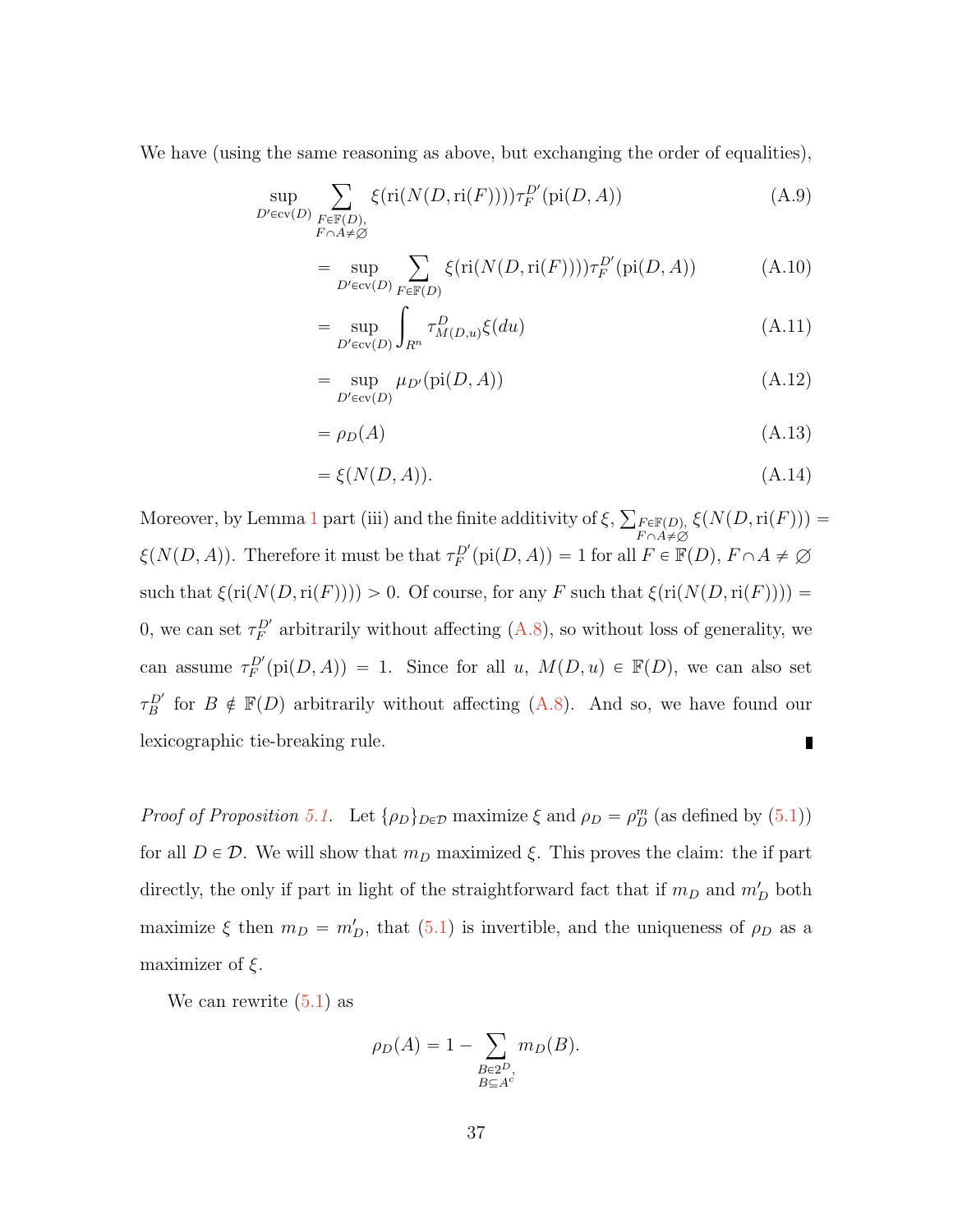We have (using the same reasoning as above, but exchanging the order of equalities),

$$\sup_{D' \in \text{cv}(D)} \sum_{\substack{F \in \mathbb{F}(D), \\ F \cap A \neq \varnothing}} \xi(\text{ri}(N(D, \text{ri}(F)))) \tau_F^{D'}(\text{pi}(D, A)) \tag{A.9}$$

$$= \sup_{D' \in \text{cv}(D)} \sum_{F \in \mathbb{F}(D)} \xi(\text{ri}(N(D, \text{ri}(F)))) \tau_F^{D'}(\text{pi}(D, A)) \tag{A.10}$$

$$= \sup_{D' \in \text{cv}(D)} \int_{R^n} \tau^D_{M(D,u)} \xi(du) \tag{A.11}$$

$$= \sup_{D' \in \text{cv}(D)} \mu_{D'}(\text{pi}(D, A)) \tag{A.12}$$

$$= \rho_D(A) \tag{A.13}$$

$$= \xi(N(D, A)). \tag{A.14}$$

Moreover, by Lemma 1 part (iii) and the finite additivity of $\xi$, $\sum_{\substack{F \in \mathbb{F}(D), \\ F \cap A \neq \varnothing}} \xi(N(D, \text{ri}(F))) = \xi(N(D, A))$. Therefore it must be that $\tau_F^{D'}(\text{pi}(D, A)) = 1$ for all $F \in \mathbb{F}(D)$, $F \cap A \neq \varnothing$ such that $\xi(\text{ri}(N(D, \text{ri}(F)))) > 0$. Of course, for any $F$ such that $\xi(\text{ri}(N(D, \text{ri}(F)))) = 0$, we can set $\tau_F^{D'}$ arbitrarily without affecting (A.8), so without loss of generality, we can assume $\tau_F^{D'}(\text{pi}(D, A)) = 1$. Since for all $u$, $M(D, u) \in \mathbb{F}(D)$, we can also set $\tau_B^{D'}$ for $B \notin \mathbb{F}(D)$ arbitrarily without affecting (A.8). And so, we have found our lexicographic tie-breaking rule. ∎

*Proof of Proposition 5.1.* Let $\{\rho_D\}_{D \in \mathcal{D}}$ maximize $\xi$ and $\rho_D = \rho_D^m$ (as defined by (5.1)) for all $D \in \mathcal{D}$. We will show that $m_D$ maximized $\xi$. This proves the claim: the if part directly, the only if part in light of the straightforward fact that if $m_D$ and $m'_D$ both maximize $\xi$ then $m_D = m'_D$, that (5.1) is invertible, and the uniqueness of $\rho_D$ as a maximizer of $\xi$.

We can rewrite (5.1) as

$$\rho_D(A) = 1 - \sum_{\substack{B \in 2^D, \\ B \subseteq A^c}} m_D(B).$$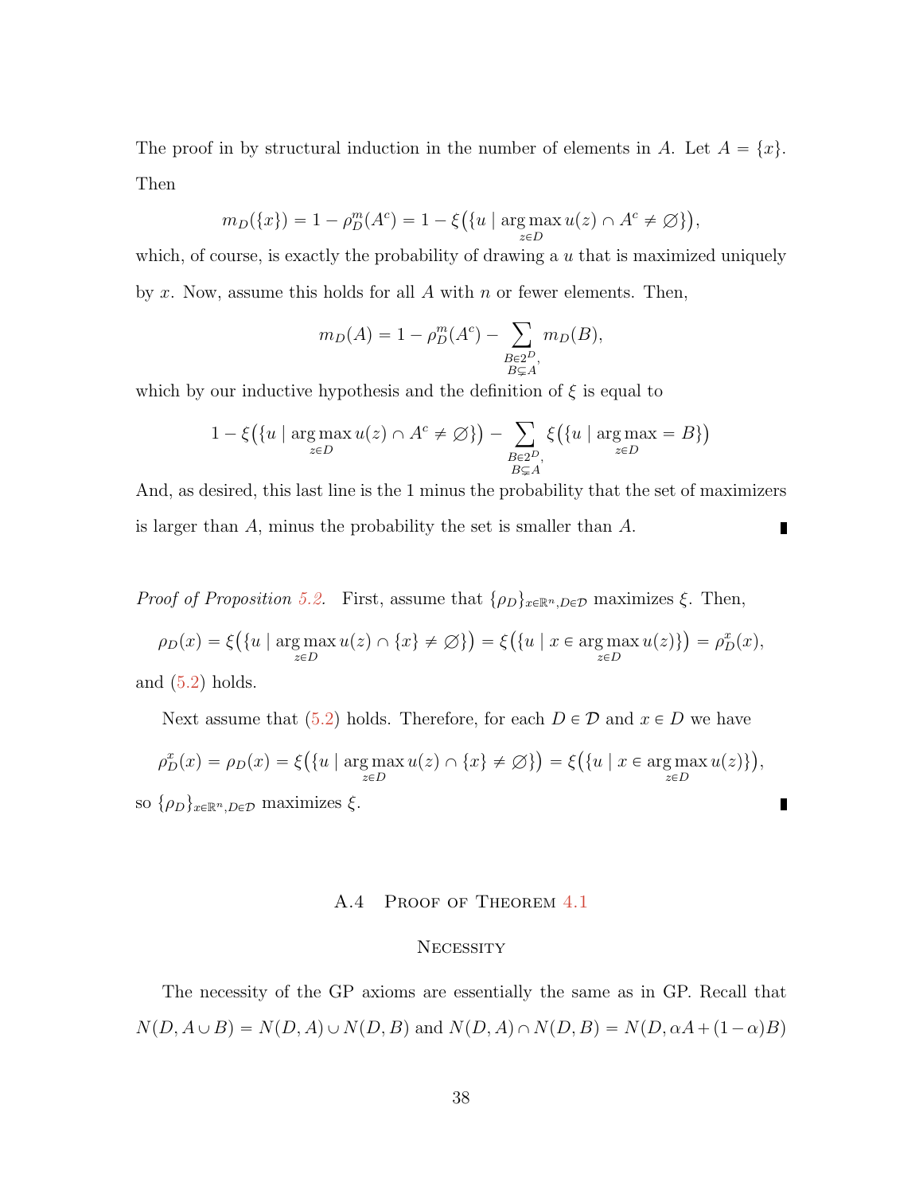The proof in by structural induction in the number of elements in $A$. Let $A = \{x\}$. Then

$$m_D(\{x\}) = 1 - \rho_D^m(A^c) = 1 - \xi\big(\{u \mid \arg\max_{z\in D} u(z) \cap A^c \neq \varnothing\}\big),$$

which, of course, is exactly the probability of drawing a $u$ that is maximized uniquely by $x$. Now, assume this holds for all $A$ with $n$ or fewer elements. Then,

$$m_D(A) = 1 - \rho_D^m(A^c) - \sum_{\substack{B\in 2^D,\\ B\subsetneq A}} m_D(B),$$

which by our inductive hypothesis and the definition of $\xi$ is equal to

$$1 - \xi\big(\{u \mid \arg\max_{z\in D} u(z) \cap A^c \neq \varnothing\}\big) - \sum_{\substack{B\in 2^D,\\ B\subsetneq A}} \xi\big(\{u \mid \arg\max_{z\in D} = B\}\big)$$

And, as desired, this last line is the 1 minus the probability that the set of maximizers is larger than $A$, minus the probability the set is smaller than $A$. ∎

*Proof of Proposition 5.2.* First, assume that $\{\rho_D\}_{x\in\mathbb{R}^n, D\in\mathcal{D}}$ maximizes $\xi$. Then,

$$\rho_D(x) = \xi\big(\{u \mid \arg\max_{z\in D} u(z) \cap \{x\} \neq \varnothing\}\big) = \xi\big(\{u \mid x \in \arg\max_{z\in D} u(z)\}\big) = \rho_D^x(x),$$

and (5.2) holds.

Next assume that (5.2) holds. Therefore, for each $D \in \mathcal{D}$ and $x \in D$ we have

$$\rho_D^x(x) = \rho_D(x) = \xi\big(\{u \mid \arg\max_{z\in D} u(z) \cap \{x\} \neq \varnothing\}\big) = \xi\big(\{u \mid x \in \arg\max_{z\in D} u(z)\}\big),$$

so $\{\rho_D\}_{x\in\mathbb{R}^n, D\in\mathcal{D}}$ maximizes $\xi$. ∎

## A.4 Proof of Theorem 4.1

### Necessity

The necessity of the GP axioms are essentially the same as in GP. Recall that $N(D, A\cup B) = N(D, A) \cup N(D, B)$ and $N(D, A) \cap N(D, B) = N(D, \alpha A + (1-\alpha)B)$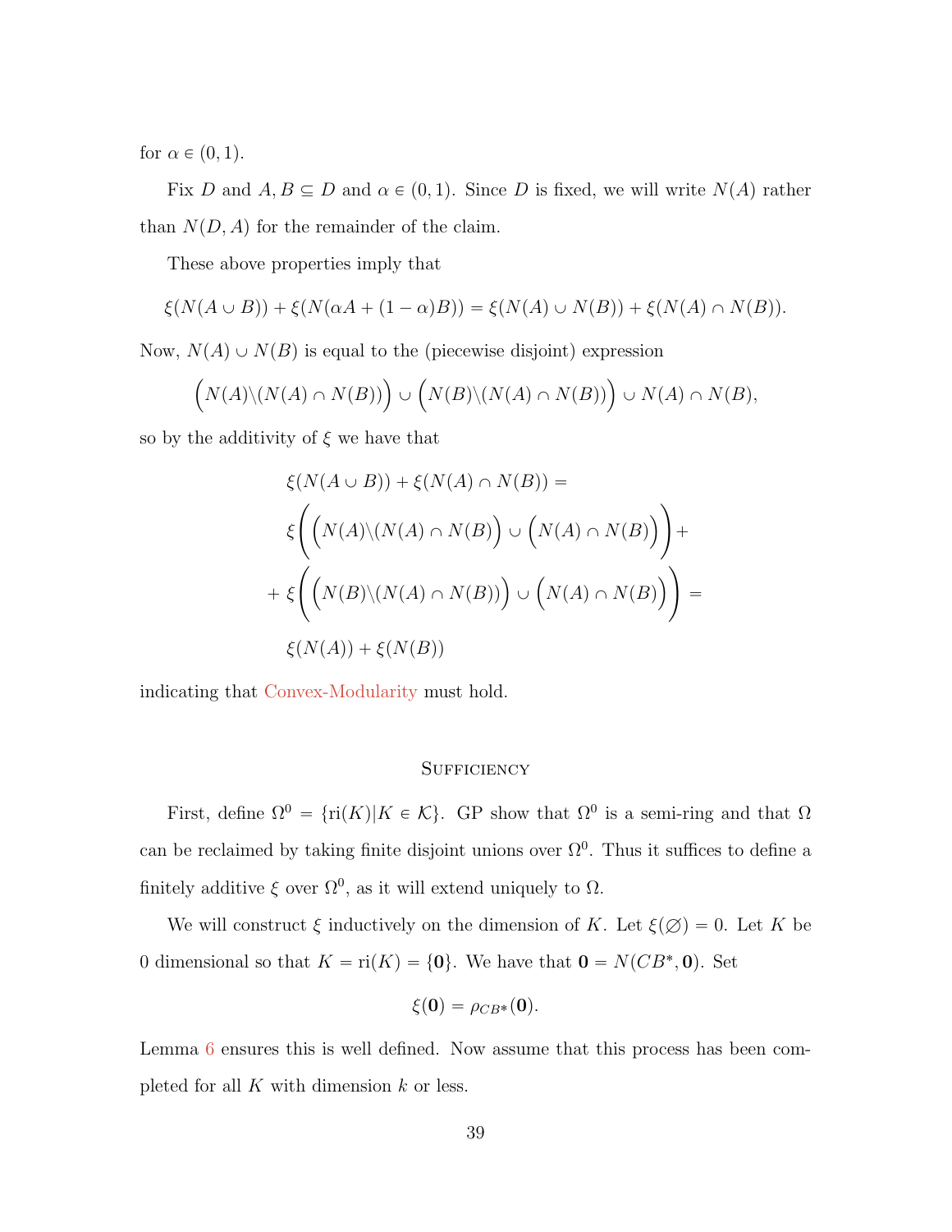for $\alpha \in (0,1)$.

Fix $D$ and $A, B \subseteq D$ and $\alpha \in (0,1)$. Since $D$ is fixed, we will write $N(A)$ rather than $N(D, A)$ for the remainder of the claim.

These above properties imply that

$$\xi(N(A \cup B)) + \xi(N(\alpha A + (1-\alpha)B)) = \xi(N(A) \cup N(B)) + \xi(N(A) \cap N(B)).$$

Now, $N(A) \cup N(B)$ is equal to the (piecewise disjoint) expression

$$\Big(N(A) \backslash (N(A) \cap N(B))\Big) \cup \Big(N(B) \backslash (N(A) \cap N(B))\Big) \cup N(A) \cap N(B),$$

so by the additivity of $\xi$ we have that

$$\begin{aligned}
&\xi(N(A \cup B)) + \xi(N(A) \cap N(B)) = \\
&\xi\bigg(\Big(N(A) \backslash (N(A) \cap N(B)\Big) \cup \Big(N(A) \cap N(B)\Big)\bigg) + \\
&+ \xi\bigg(\Big(N(B) \backslash (N(A) \cap N(B))\Big) \cup \Big(N(A) \cap N(B)\Big)\bigg) = \\
&\xi(N(A)) + \xi(N(B))
\end{aligned}$$

indicating that Convex-Modularity must hold.

## Sufficiency

First, define $\Omega^0 = \{\text{ri}(K) | K \in \mathcal{K}\}$. GP show that $\Omega^0$ is a semi-ring and that $\Omega$ can be reclaimed by taking finite disjoint unions over $\Omega^0$. Thus it suffices to define a finitely additive $\xi$ over $\Omega^0$, as it will extend uniquely to $\Omega$.

We will construct $\xi$ inductively on the dimension of $K$. Let $\xi(\varnothing) = 0$. Let $K$ be 0 dimensional so that $K = \text{ri}(K) = \{\mathbf{0}\}$. We have that $\mathbf{0} = N(CB^*, \mathbf{0})$. Set

$$\xi(\mathbf{0}) = \rho_{CB^*}(\mathbf{0}).$$

Lemma 6 ensures this is well defined. Now assume that this process has been completed for all $K$ with dimension $k$ or less.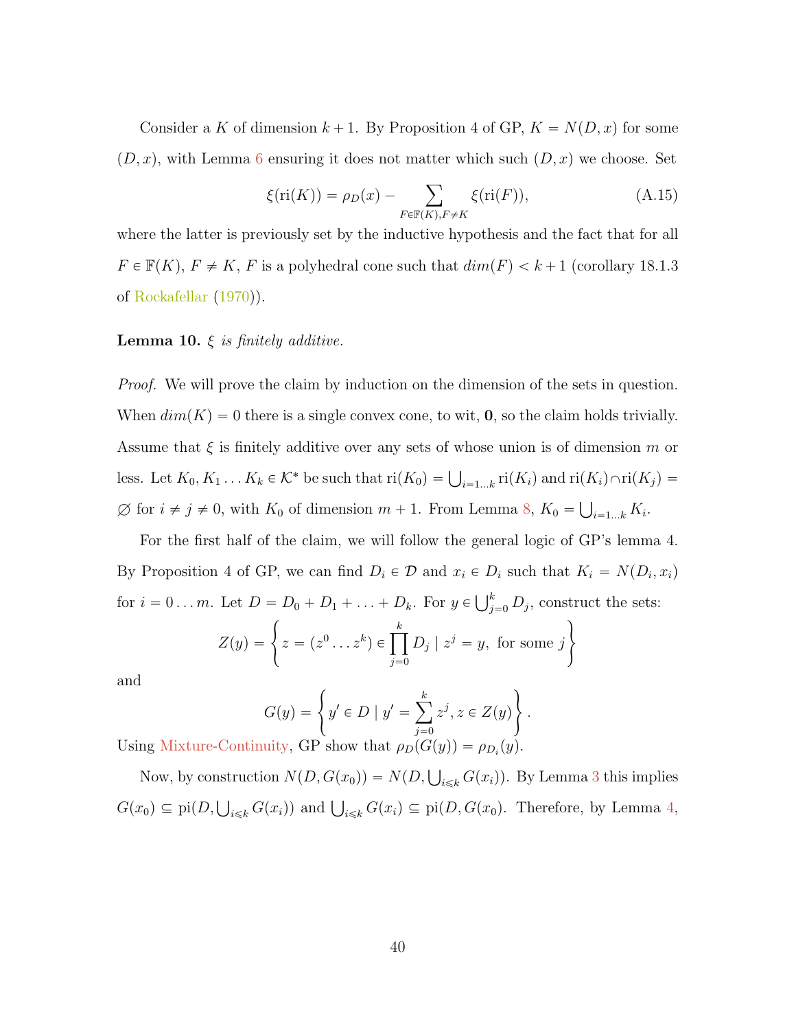Consider a $K$ of dimension $k+1$. By Proposition 4 of GP, $K = N(D, x)$ for some $(D, x)$, with Lemma 6 ensuring it does not matter which such $(D, x)$ we choose. Set

$$\xi(\mathrm{ri}(K)) = \rho_D(x) - \sum_{F \in \mathbb{F}(K), F \neq K} \xi(\mathrm{ri}(F)), \tag{A.15}$$

where the latter is previously set by the inductive hypothesis and the fact that for all $F \in \mathbb{F}(K)$, $F \neq K$, $F$ is a polyhedral cone such that $dim(F) < k+1$ (corollary 18.1.3 of Rockafellar (1970)).

**Lemma 10.** *$\xi$ is finitely additive.*

*Proof.* We will prove the claim by induction on the dimension of the sets in question. When $dim(K) = 0$ there is a single convex cone, to wit, $\mathbf{0}$, so the claim holds trivially. Assume that $\xi$ is finitely additive over any sets of whose union is of dimension $m$ or less. Let $K_0, K_1 \ldots K_k \in \mathcal{K}^*$ be such that $\mathrm{ri}(K_0) = \bigcup_{i=1\ldots k} \mathrm{ri}(K_i)$ and $\mathrm{ri}(K_i) \cap \mathrm{ri}(K_j) = \varnothing$ for $i \neq j \neq 0$, with $K_0$ of dimension $m+1$. From Lemma 8, $K_0 = \bigcup_{i=1\ldots k} K_i$.

For the first half of the claim, we will follow the general logic of GP's lemma 4. By Proposition 4 of GP, we can find $D_i \in \mathcal{D}$ and $x_i \in D_i$ such that $K_i = N(D_i, x_i)$ for $i = 0 \ldots m$. Let $D = D_0 + D_1 + \ldots + D_k$. For $y \in \bigcup_{j=0}^{k} D_j$, construct the sets:

$$Z(y) = \left\{ z = (z^0 \ldots z^k) \in \prod_{j=0}^{k} D_j \mid z^j = y, \text{ for some } j \right\}$$

and

$$G(y) = \left\{ y' \in D \mid y' = \sum_{j=0}^{k} z^j, z \in Z(y) \right\}.$$

Using Mixture-Continuity, GP show that $\rho_D(G(y)) = \rho_{D_i}(y)$.

Now, by construction $N(D, G(x_0)) = N(D, \bigcup_{i \leqslant k} G(x_i))$. By Lemma 3 this implies $G(x_0) \subseteq \mathrm{pi}(D, \bigcup_{i \leqslant k} G(x_i))$ and $\bigcup_{i \leqslant k} G(x_i) \subseteq \mathrm{pi}(D, G(x_0))$. Therefore, by Lemma 4,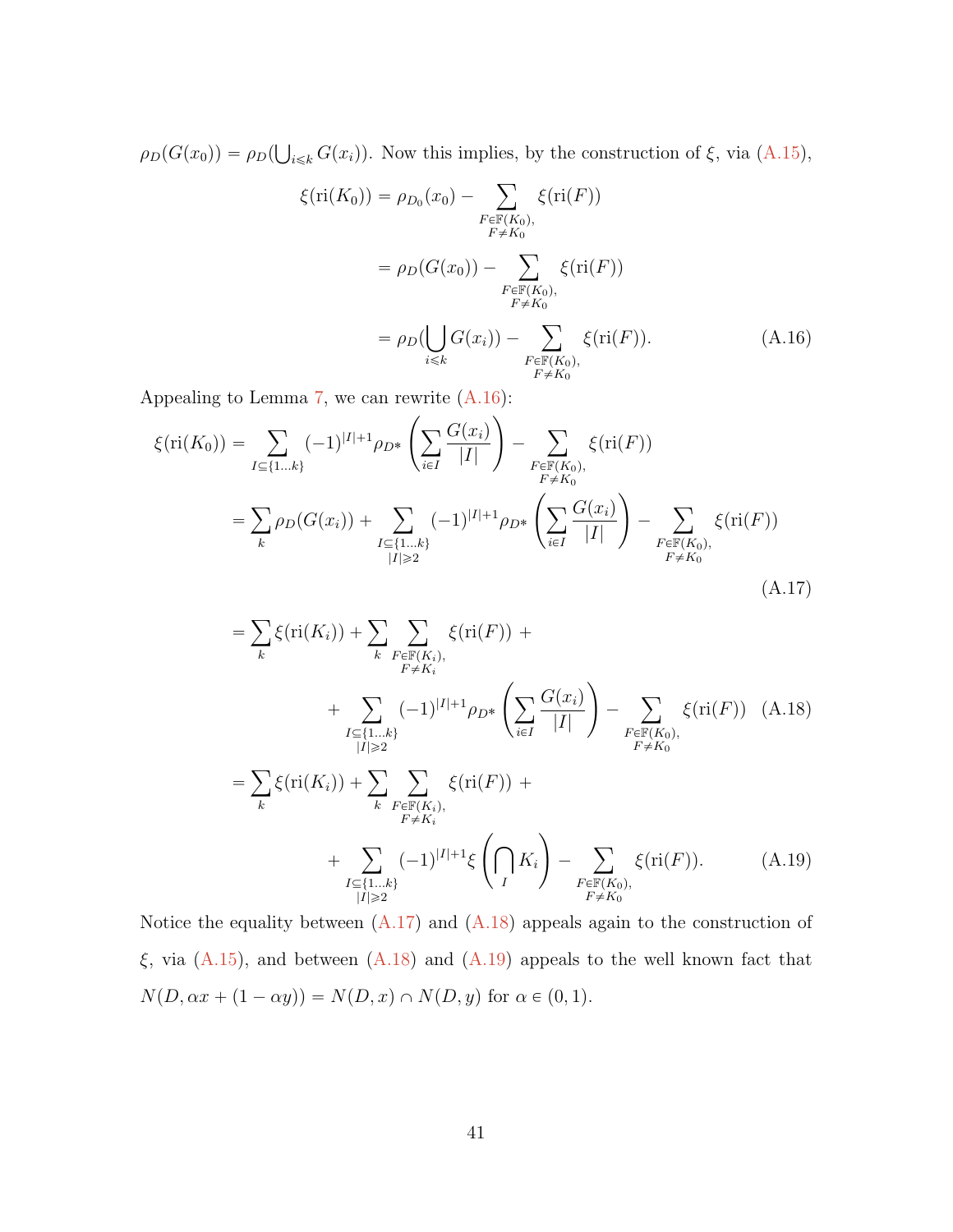$\rho_D(G(x_0)) = \rho_D(\bigcup_{i\leqslant k} G(x_i))$. Now this implies, by the construction of $\xi$, via (A.15),

$$
\begin{aligned}
\xi(\mathrm{ri}(K_0)) &= \rho_{D_0}(x_0) - \sum_{\substack{F\in\mathbb{F}(K_0),\\ F\neq K_0}} \xi(\mathrm{ri}(F)) \\
&= \rho_D(G(x_0)) - \sum_{\substack{F\in\mathbb{F}(K_0),\\ F\neq K_0}} \xi(\mathrm{ri}(F)) \\
&= \rho_D(\bigcup_{i\leqslant k} G(x_i)) - \sum_{\substack{F\in\mathbb{F}(K_0),\\ F\neq K_0}} \xi(\mathrm{ri}(F)). \qquad \text{(A.16)}
\end{aligned}
$$

Appealing to Lemma 7, we can rewrite (A.16):

$$
\begin{aligned}
\xi(\mathrm{ri}(K_0)) &= \sum_{I\subseteq\{1\ldots k\}} (-1)^{|I|+1} \rho_{D^*}\left(\sum_{i\in I} \frac{G(x_i)}{|I|}\right) - \sum_{\substack{F\in\mathbb{F}(K_0),\\ F\neq K_0}} \xi(\mathrm{ri}(F)) \\
&= \sum_k \rho_D(G(x_i)) + \sum_{\substack{I\subseteq\{1\ldots k\}\\ |I|\geqslant 2}} (-1)^{|I|+1} \rho_{D^*}\left(\sum_{i\in I} \frac{G(x_i)}{|I|}\right) - \sum_{\substack{F\in\mathbb{F}(K_0),\\ F\neq K_0}} \xi(\mathrm{ri}(F)) \qquad \text{(A.17)}
\end{aligned}
$$

$$
\begin{aligned}
&= \sum_k \xi(\mathrm{ri}(K_i)) + \sum_k \sum_{\substack{F\in\mathbb{F}(K_i),\\ F\neq K_i}} \xi(\mathrm{ri}(F)) + \\
&\qquad + \sum_{\substack{I\subseteq\{1\ldots k\}\\ |I|\geqslant 2}} (-1)^{|I|+1} \rho_{D^*}\left(\sum_{i\in I} \frac{G(x_i)}{|I|}\right) - \sum_{\substack{F\in\mathbb{F}(K_0),\\ F\neq K_0}} \xi(\mathrm{ri}(F)) \qquad \text{(A.18)} \\
&= \sum_k \xi(\mathrm{ri}(K_i)) + \sum_k \sum_{\substack{F\in\mathbb{F}(K_i),\\ F\neq K_i}} \xi(\mathrm{ri}(F)) + \\
&\qquad + \sum_{\substack{I\subseteq\{1\ldots k\}\\ |I|\geqslant 2}} (-1)^{|I|+1} \xi\left(\bigcap_I K_i\right) - \sum_{\substack{F\in\mathbb{F}(K_0),\\ F\neq K_0}} \xi(\mathrm{ri}(F)). \qquad \text{(A.19)}
\end{aligned}
$$

Notice the equality between (A.17) and (A.18) appeals again to the construction of $\xi$, via (A.15), and between (A.18) and (A.19) appeals to the well known fact that $N(D, \alpha x + (1 - \alpha y)) = N(D, x) \cap N(D, y)$ for $\alpha \in (0, 1)$.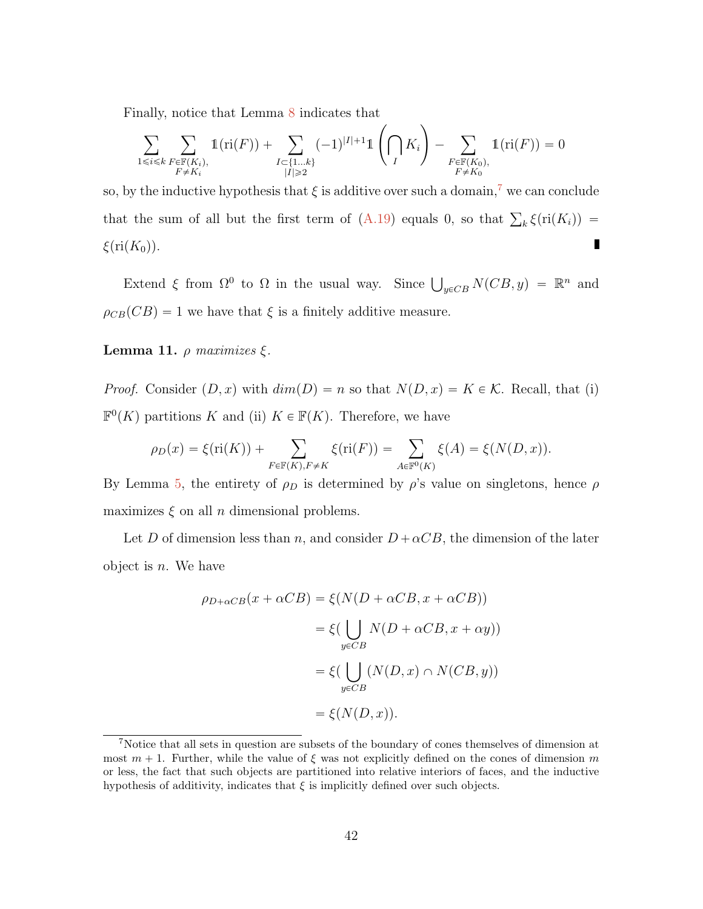Finally, notice that Lemma 8 indicates that

$$\sum_{1\leqslant i\leqslant k}\sum_{\substack{F\in\mathbb{F}(K_i),\\ F\neq K_i}}\mathbb{1}(\mathrm{ri}(F))+\sum_{\substack{I\subset\{1\ldots k\}\\ |I|\geqslant 2}}(-1)^{|I|+1}\mathbb{1}\left(\bigcap_I K_i\right)-\sum_{\substack{F\in\mathbb{F}(K_0),\\ F\neq K_0}}\mathbb{1}(\mathrm{ri}(F))=0$$

so, by the inductive hypothesis that $\xi$ is additive over such a domain,[7] we can conclude that the sum of all but the first term of (A.19) equals 0, so that $\sum_k \xi(\mathrm{ri}(K_i)) = \xi(\mathrm{ri}(K_0))$. ∎

Extend $\xi$ from $\Omega^0$ to $\Omega$ in the usual way. Since $\bigcup_{y\in CB} N(CB,y) = \mathbb{R}^n$ and $\rho_{CB}(CB) = 1$ we have that $\xi$ is a finitely additive measure.

**Lemma 11.** *$\rho$ maximizes $\xi$.*

*Proof.* Consider $(D,x)$ with $dim(D) = n$ so that $N(D,x) = K \in \mathcal{K}$. Recall, that (i) $\mathbb{F}^0(K)$ partitions $K$ and (ii) $K \in \mathbb{F}(K)$. Therefore, we have

$$\rho_D(x) = \xi(\mathrm{ri}(K)) + \sum_{F\in\mathbb{F}(K),F\neq K}\xi(\mathrm{ri}(F)) = \sum_{A\in\mathbb{F}^0(K)}\xi(A) = \xi(N(D,x)).$$

By Lemma 5, the entirety of $\rho_D$ is determined by $\rho$'s value on singletons, hence $\rho$ maximizes $\xi$ on all $n$ dimensional problems.

Let $D$ of dimension less than $n$, and consider $D+\alpha CB$, the dimension of the later object is $n$. We have

$$\begin{aligned}
\rho_{D+\alpha CB}(x+\alpha CB) &= \xi(N(D+\alpha CB, x+\alpha CB))\\
&= \xi(\bigcup_{y\in CB} N(D+\alpha CB, x+\alpha y))\\
&= \xi(\bigcup_{y\in CB}(N(D,x)\cap N(CB,y))\\
&= \xi(N(D,x)).
\end{aligned}$$

[7] Notice that all sets in question are subsets of the boundary of cones themselves of dimension at most $m+1$. Further, while the value of $\xi$ was not explicitly defined on the cones of dimension $m$ or less, the fact that such objects are partitioned into relative interiors of faces, and the inductive hypothesis of additivity, indicates that $\xi$ is implicitly defined over such objects.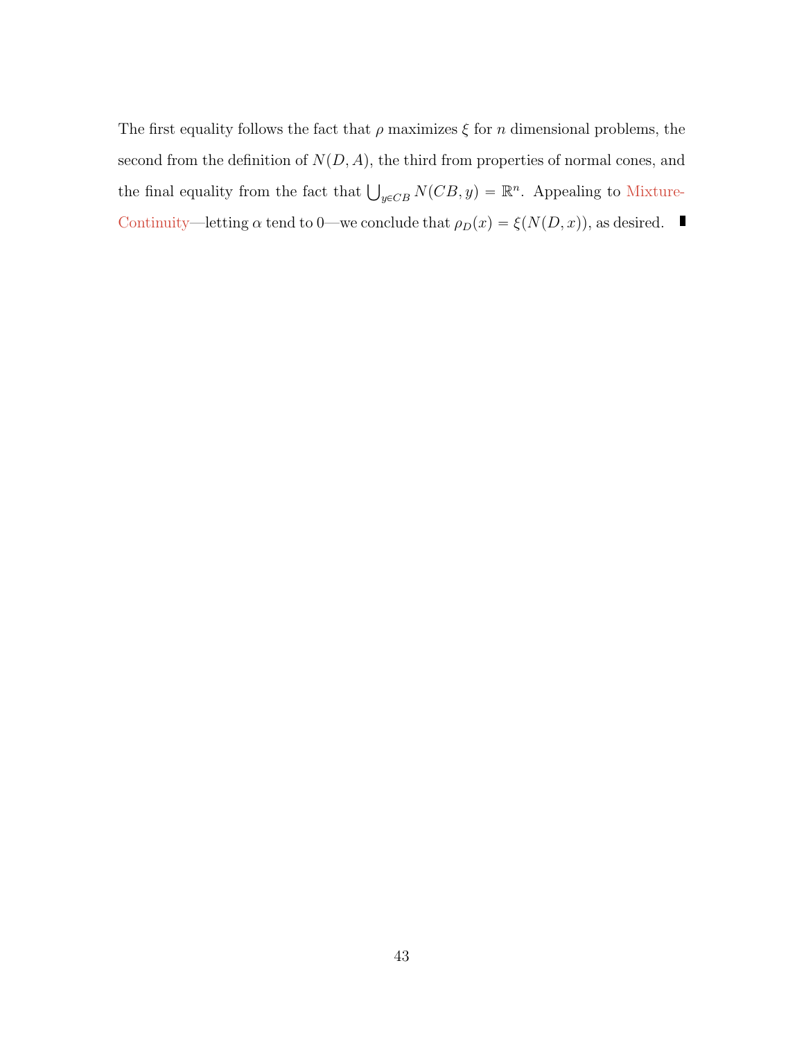The first equality follows the fact that $\rho$ maximizes $\xi$ for $n$ dimensional problems, the second from the definition of $N(D, A)$, the third from properties of normal cones, and the final equality from the fact that $\bigcup_{y \in CB} N(CB, y) = \mathbb{R}^n$. Appealing to Mixture-Continuity—letting $\alpha$ tend to 0—we conclude that $\rho_D(x) = \xi(N(D, x))$, as desired. ∎